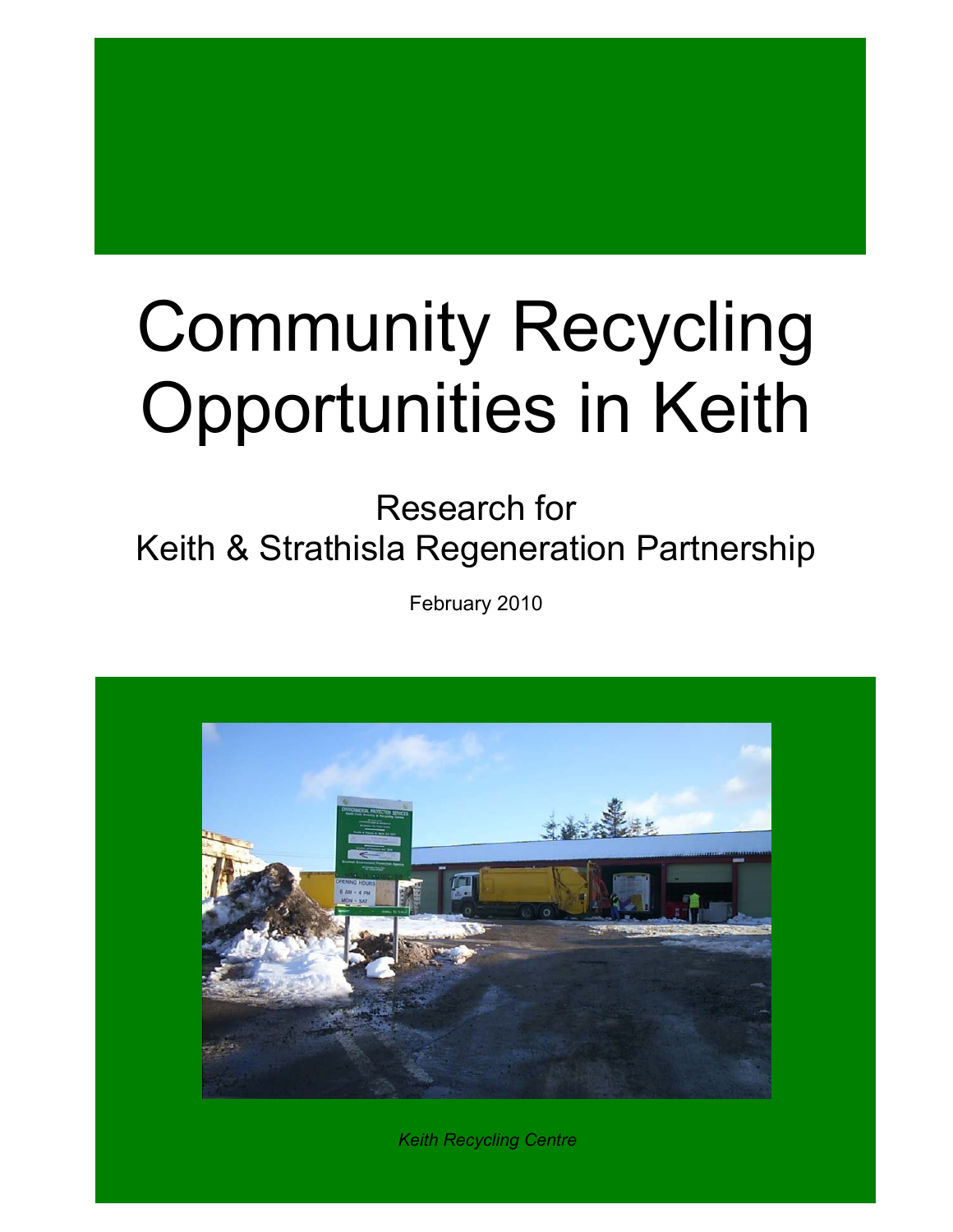# Community Recycling Opportunities in Keith

Research for
Keith & Strathisla Regeneration Partnership

February 2010

*Keith Recycling Centre*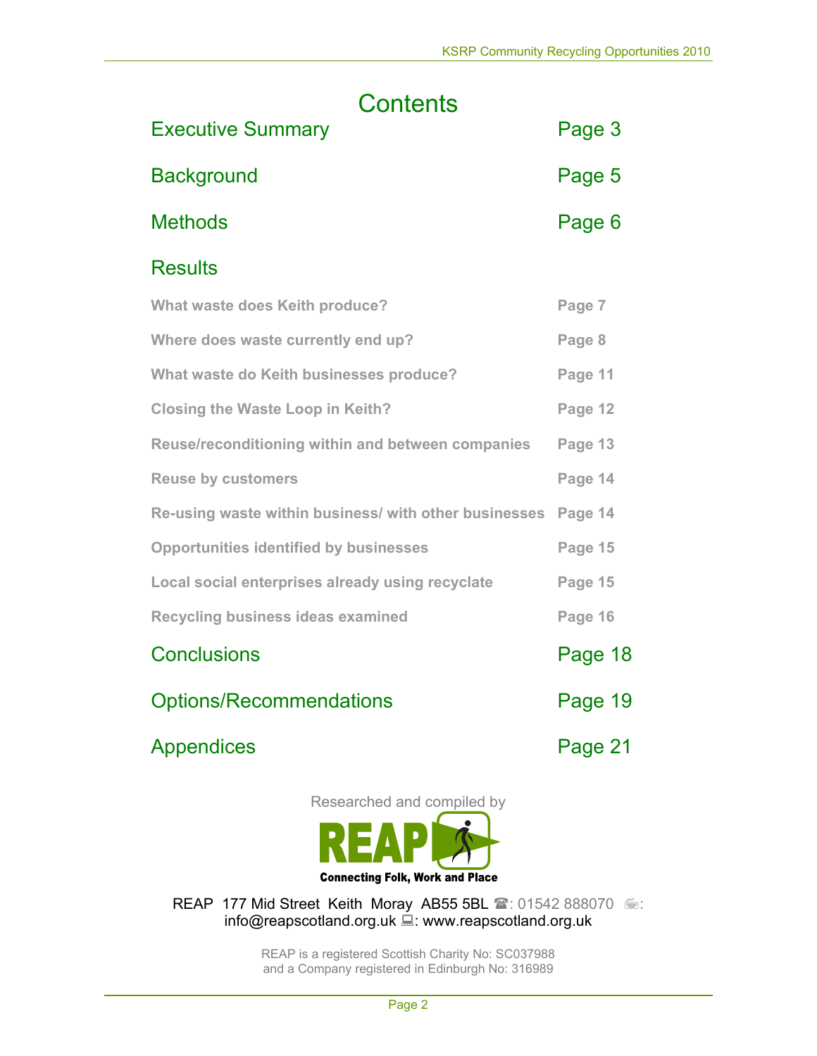# Contents

| | |
|---|---|
| Executive Summary | Page 3 |
| Background | Page 5 |
| Methods | Page 6 |
| Results | |
| What waste does Keith produce? | Page 7 |
| Where does waste currently end up? | Page 8 |
| What waste do Keith businesses produce? | Page 11 |
| Closing the Waste Loop in Keith? | Page 12 |
| Reuse/reconditioning within and between companies | Page 13 |
| Reuse by customers | Page 14 |
| Re-using waste within business/ with other businesses | Page 14 |
| Opportunities identified by businesses | Page 15 |
| Local social enterprises already using recyclate | Page 15 |
| Recycling business ideas examined | Page 16 |
| Conclusions | Page 18 |
| Options/Recommendations | Page 19 |
| Appendices | Page 21 |

Researched and compiled by

REAP
Connecting Folk, Work and Place

REAP 177 Mid Street Keith Moray AB55 5BL ☎: 01542 888070 : info@reapscotland.org.uk : www.reapscotland.org.uk

REAP is a registered Scottish Charity No: SC037988
and a Company registered in Edinburgh No: 316989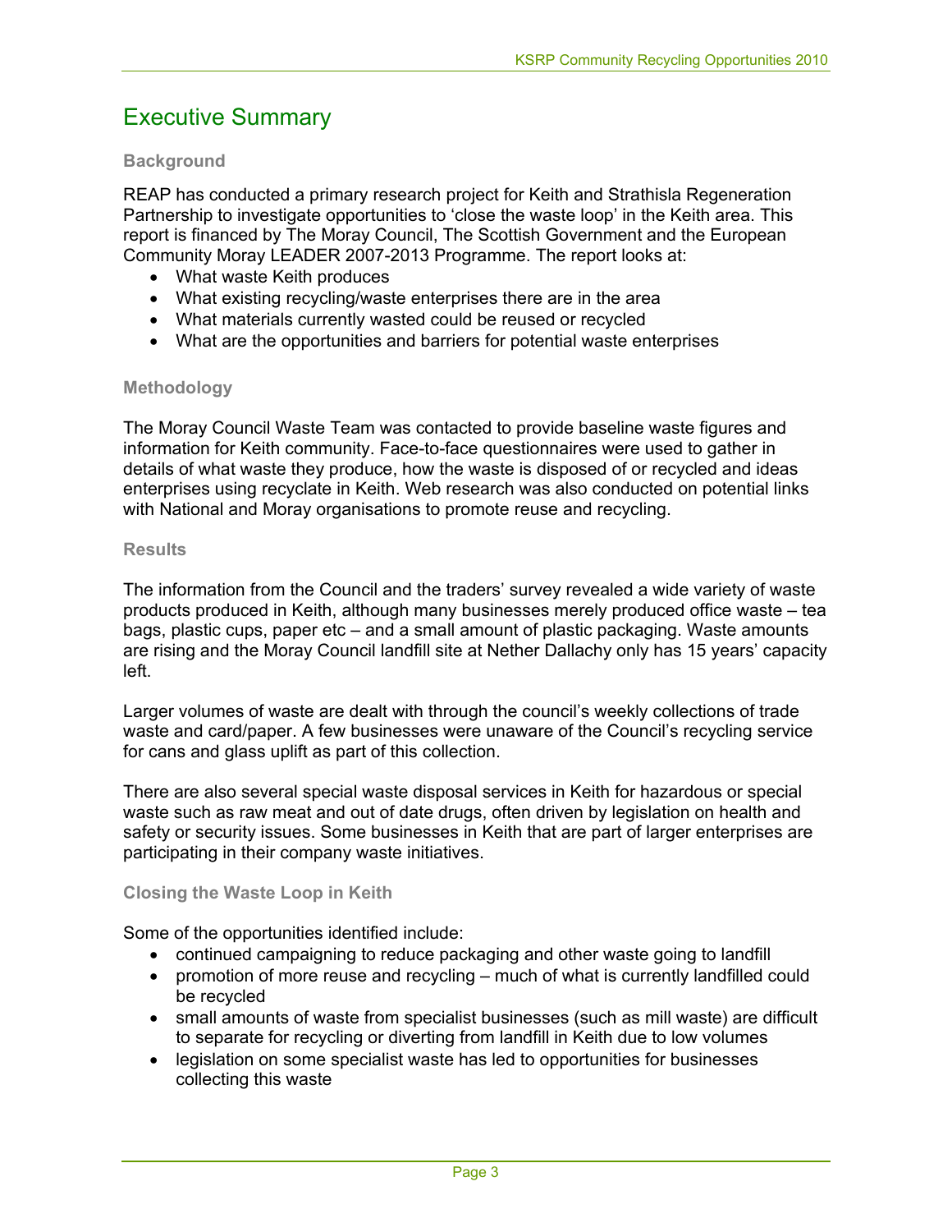# Executive Summary

### Background

REAP has conducted a primary research project for Keith and Strathisla Regeneration Partnership to investigate opportunities to 'close the waste loop' in the Keith area. This report is financed by The Moray Council, The Scottish Government and the European Community Moray LEADER 2007-2013 Programme. The report looks at:

- What waste Keith produces
- What existing recycling/waste enterprises there are in the area
- What materials currently wasted could be reused or recycled
- What are the opportunities and barriers for potential waste enterprises

### Methodology

The Moray Council Waste Team was contacted to provide baseline waste figures and information for Keith community. Face-to-face questionnaires were used to gather in details of what waste they produce, how the waste is disposed of or recycled and ideas enterprises using recyclate in Keith. Web research was also conducted on potential links with National and Moray organisations to promote reuse and recycling.

### Results

The information from the Council and the traders' survey revealed a wide variety of waste products produced in Keith, although many businesses merely produced office waste – tea bags, plastic cups, paper etc – and a small amount of plastic packaging. Waste amounts are rising and the Moray Council landfill site at Nether Dallachy only has 15 years' capacity left.

Larger volumes of waste are dealt with through the council's weekly collections of trade waste and card/paper. A few businesses were unaware of the Council's recycling service for cans and glass uplift as part of this collection.

There are also several special waste disposal services in Keith for hazardous or special waste such as raw meat and out of date drugs, often driven by legislation on health and safety or security issues. Some businesses in Keith that are part of larger enterprises are participating in their company waste initiatives.

### Closing the Waste Loop in Keith

Some of the opportunities identified include:

- continued campaigning to reduce packaging and other waste going to landfill
- promotion of more reuse and recycling – much of what is currently landfilled could be recycled
- small amounts of waste from specialist businesses (such as mill waste) are difficult to separate for recycling or diverting from landfill in Keith due to low volumes
- legislation on some specialist waste has led to opportunities for businesses collecting this waste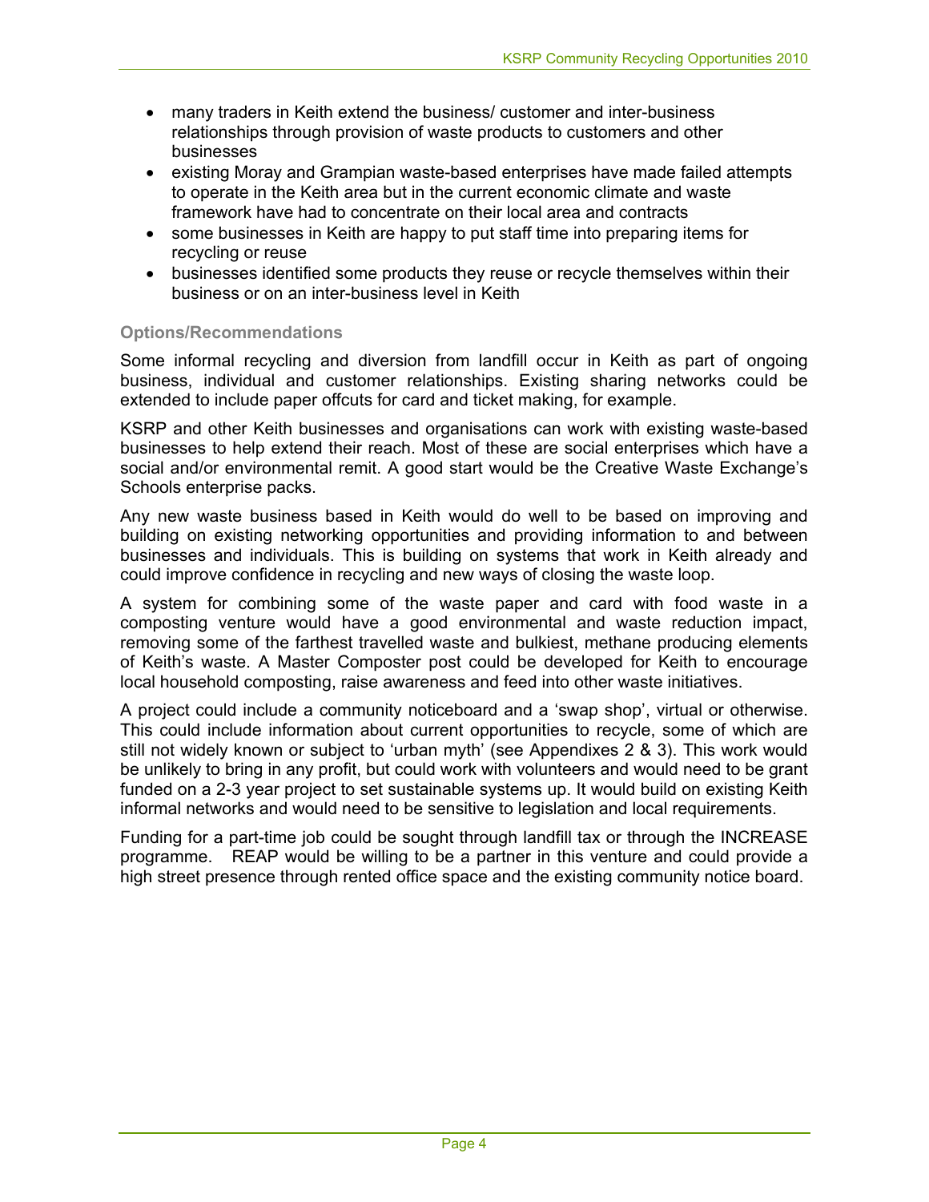- many traders in Keith extend the business/ customer and inter-business relationships through provision of waste products to customers and other businesses
- existing Moray and Grampian waste-based enterprises have made failed attempts to operate in the Keith area but in the current economic climate and waste framework have had to concentrate on their local area and contracts
- some businesses in Keith are happy to put staff time into preparing items for recycling or reuse
- businesses identified some products they reuse or recycle themselves within their business or on an inter-business level in Keith

### Options/Recommendations

Some informal recycling and diversion from landfill occur in Keith as part of ongoing business, individual and customer relationships. Existing sharing networks could be extended to include paper offcuts for card and ticket making, for example.

KSRP and other Keith businesses and organisations can work with existing waste-based businesses to help extend their reach. Most of these are social enterprises which have a social and/or environmental remit. A good start would be the Creative Waste Exchange's Schools enterprise packs.

Any new waste business based in Keith would do well to be based on improving and building on existing networking opportunities and providing information to and between businesses and individuals. This is building on systems that work in Keith already and could improve confidence in recycling and new ways of closing the waste loop.

A system for combining some of the waste paper and card with food waste in a composting venture would have a good environmental and waste reduction impact, removing some of the farthest travelled waste and bulkiest, methane producing elements of Keith's waste. A Master Composter post could be developed for Keith to encourage local household composting, raise awareness and feed into other waste initiatives.

A project could include a community noticeboard and a 'swap shop', virtual or otherwise. This could include information about current opportunities to recycle, some of which are still not widely known or subject to 'urban myth' (see Appendixes 2 & 3). This work would be unlikely to bring in any profit, but could work with volunteers and would need to be grant funded on a 2-3 year project to set sustainable systems up. It would build on existing Keith informal networks and would need to be sensitive to legislation and local requirements.

Funding for a part-time job could be sought through landfill tax or through the INCREASE programme. REAP would be willing to be a partner in this venture and could provide a high street presence through rented office space and the existing community notice board.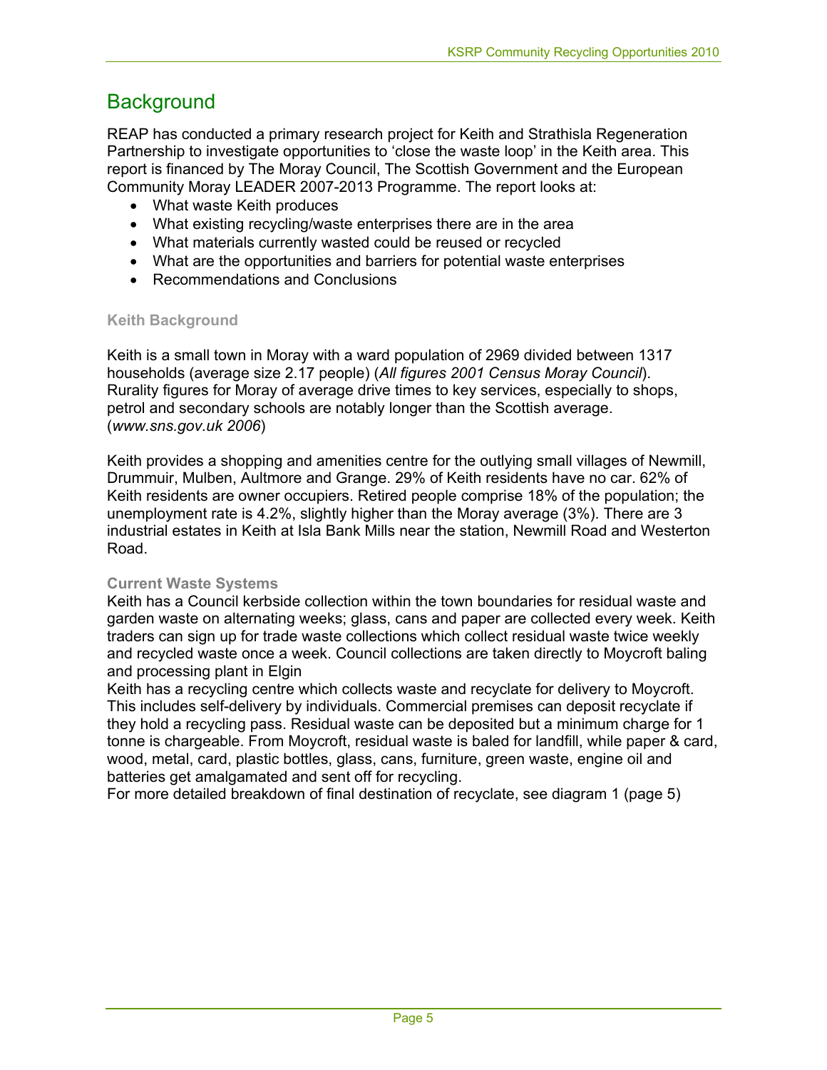# Background

REAP has conducted a primary research project for Keith and Strathisla Regeneration Partnership to investigate opportunities to 'close the waste loop' in the Keith area. This report is financed by The Moray Council, The Scottish Government and the European Community Moray LEADER 2007-2013 Programme. The report looks at:

- What waste Keith produces
- What existing recycling/waste enterprises there are in the area
- What materials currently wasted could be reused or recycled
- What are the opportunities and barriers for potential waste enterprises
- Recommendations and Conclusions

### Keith Background

Keith is a small town in Moray with a ward population of 2969 divided between 1317 households (average size 2.17 people) (*All figures 2001 Census Moray Council*). Rurality figures for Moray of average drive times to key services, especially to shops, petrol and secondary schools are notably longer than the Scottish average. (*www.sns.gov.uk 2006*)

Keith provides a shopping and amenities centre for the outlying small villages of Newmill, Drummuir, Mulben, Aultmore and Grange. 29% of Keith residents have no car. 62% of Keith residents are owner occupiers. Retired people comprise 18% of the population; the unemployment rate is 4.2%, slightly higher than the Moray average (3%). There are 3 industrial estates in Keith at Isla Bank Mills near the station, Newmill Road and Westerton Road.

### Current Waste Systems

Keith has a Council kerbside collection within the town boundaries for residual waste and garden waste on alternating weeks; glass, cans and paper are collected every week. Keith traders can sign up for trade waste collections which collect residual waste twice weekly and recycled waste once a week. Council collections are taken directly to Moycroft baling and processing plant in Elgin

Keith has a recycling centre which collects waste and recyclate for delivery to Moycroft. This includes self-delivery by individuals. Commercial premises can deposit recyclate if they hold a recycling pass. Residual waste can be deposited but a minimum charge for 1 tonne is chargeable. From Moycroft, residual waste is baled for landfill, while paper & card, wood, metal, card, plastic bottles, glass, cans, furniture, green waste, engine oil and batteries get amalgamated and sent off for recycling.

For more detailed breakdown of final destination of recyclate, see diagram 1 (page 5)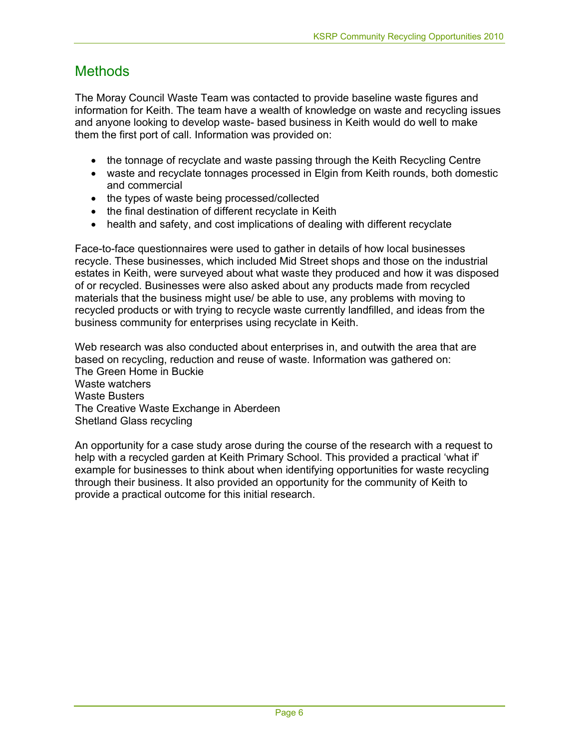## Methods

The Moray Council Waste Team was contacted to provide baseline waste figures and information for Keith. The team have a wealth of knowledge on waste and recycling issues and anyone looking to develop waste- based business in Keith would do well to make them the first port of call. Information was provided on:

- the tonnage of recyclate and waste passing through the Keith Recycling Centre
- waste and recyclate tonnages processed in Elgin from Keith rounds, both domestic and commercial
- the types of waste being processed/collected
- the final destination of different recyclate in Keith
- health and safety, and cost implications of dealing with different recyclate

Face-to-face questionnaires were used to gather in details of how local businesses recycle. These businesses, which included Mid Street shops and those on the industrial estates in Keith, were surveyed about what waste they produced and how it was disposed of or recycled. Businesses were also asked about any products made from recycled materials that the business might use/ be able to use, any problems with moving to recycled products or with trying to recycle waste currently landfilled, and ideas from the business community for enterprises using recyclate in Keith.

Web research was also conducted about enterprises in, and outwith the area that are based on recycling, reduction and reuse of waste. Information was gathered on:
The Green Home in Buckie
Waste watchers
Waste Busters
The Creative Waste Exchange in Aberdeen
Shetland Glass recycling

An opportunity for a case study arose during the course of the research with a request to help with a recycled garden at Keith Primary School. This provided a practical 'what if' example for businesses to think about when identifying opportunities for waste recycling through their business. It also provided an opportunity for the community of Keith to provide a practical outcome for this initial research.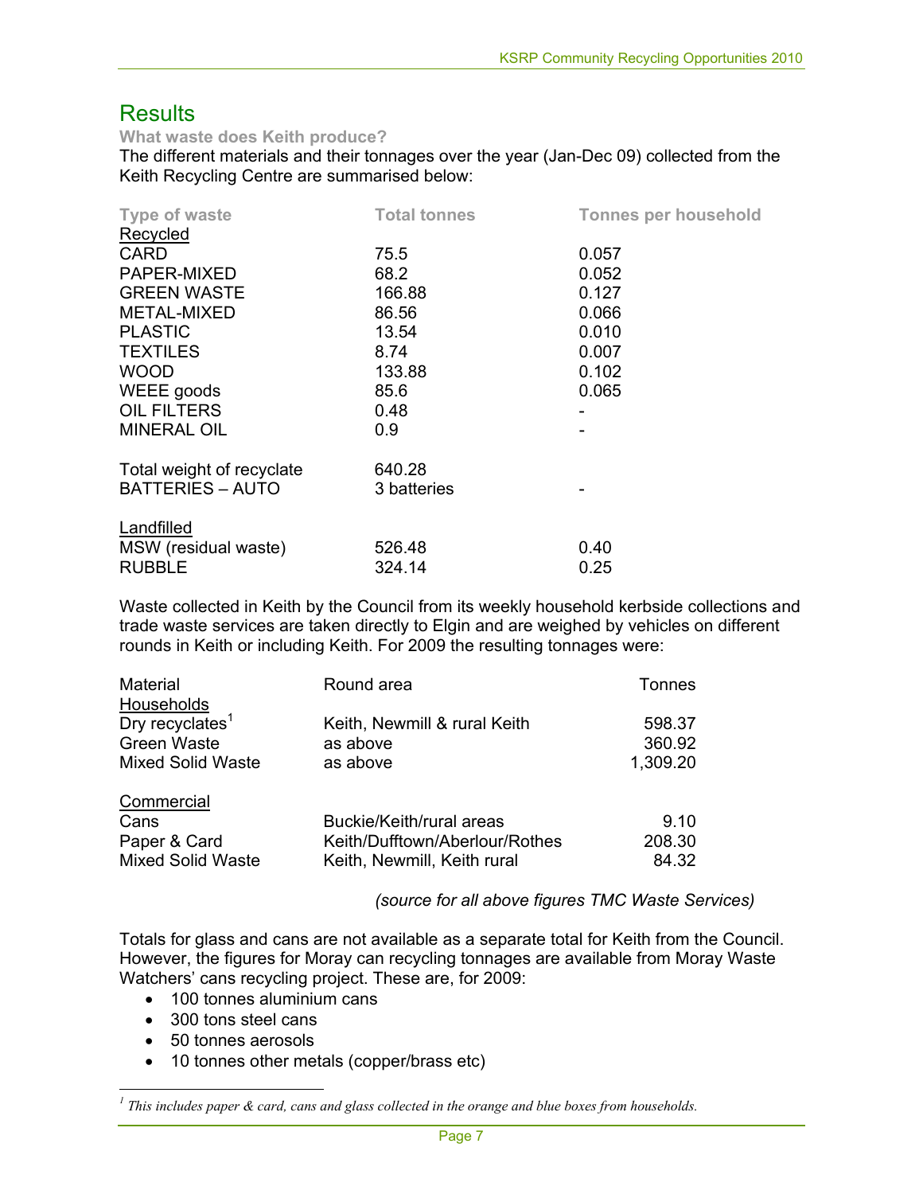## Results

**What waste does Keith produce?**

The different materials and their tonnages over the year (Jan-Dec 09) collected from the Keith Recycling Centre are summarised below:

| Type of waste | Total tonnes | Tonnes per household |
|---|---|---|
| Recycled | | |
| CARD | 75.5 | 0.057 |
| PAPER-MIXED | 68.2 | 0.052 |
| GREEN WASTE | 166.88 | 0.127 |
| METAL-MIXED | 86.56 | 0.066 |
| PLASTIC | 13.54 | 0.010 |
| TEXTILES | 8.74 | 0.007 |
| WOOD | 133.88 | 0.102 |
| WEEE goods | 85.6 | 0.065 |
| OIL FILTERS | 0.48 | - |
| MINERAL OIL | 0.9 | - |
| Total weight of recyclate | 640.28 | |
| BATTERIES – AUTO | 3 batteries | - |
| Landfilled | | |
| MSW (residual waste) | 526.48 | 0.40 |
| RUBBLE | 324.14 | 0.25 |

Waste collected in Keith by the Council from its weekly household kerbside collections and trade waste services are taken directly to Elgin and are weighed by vehicles on different rounds in Keith or including Keith. For 2009 the resulting tonnages were:

| Material | Round area | Tonnes |
|---|---|---|
| Households | | |
| Dry recyclates[1] | Keith, Newmill & rural Keith | 598.37 |
| Green Waste | as above | 360.92 |
| Mixed Solid Waste | as above | 1,309.20 |
| Commercial | | |
| Cans | Buckie/Keith/rural areas | 9.10 |
| Paper & Card | Keith/Dufftown/Aberlour/Rothes | 208.30 |
| Mixed Solid Waste | Keith, Newmill, Keith rural | 84.32 |

*(source for all above figures TMC Waste Services)*

Totals for glass and cans are not available as a separate total for Keith from the Council. However, the figures for Moray can recycling tonnages are available from Moray Waste Watchers' cans recycling project. These are, for 2009:

- 100 tonnes aluminium cans
- 300 tons steel cans
- 50 tonnes aerosols
- 10 tonnes other metals (copper/brass etc)

[1] *This includes paper & card, cans and glass collected in the orange and blue boxes from households.*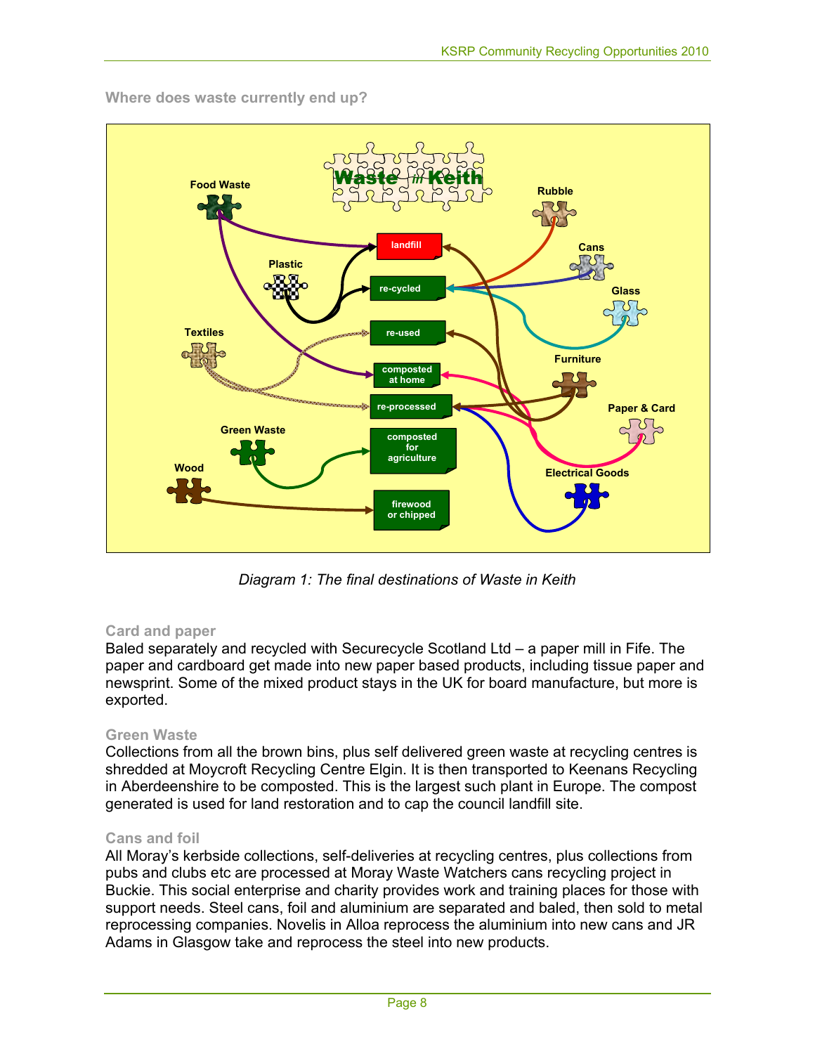### Where does waste currently end up?

*Diagram 1: The final destinations of Waste in Keith*

### Card and paper

Baled separately and recycled with Securecycle Scotland Ltd – a paper mill in Fife. The paper and cardboard get made into new paper based products, including tissue paper and newsprint. Some of the mixed product stays in the UK for board manufacture, but more is exported.

### Green Waste

Collections from all the brown bins, plus self delivered green waste at recycling centres is shredded at Moycroft Recycling Centre Elgin. It is then transported to Keenans Recycling in Aberdeenshire to be composted. This is the largest such plant in Europe. The compost generated is used for land restoration and to cap the council landfill site.

### Cans and foil

All Moray's kerbside collections, self-deliveries at recycling centres, plus collections from pubs and clubs etc are processed at Moray Waste Watchers cans recycling project in Buckie. This social enterprise and charity provides work and training places for those with support needs. Steel cans, foil and aluminium are separated and baled, then sold to metal reprocessing companies. Novelis in Alloa reprocess the aluminium into new cans and JR Adams in Glasgow take and reprocess the steel into new products.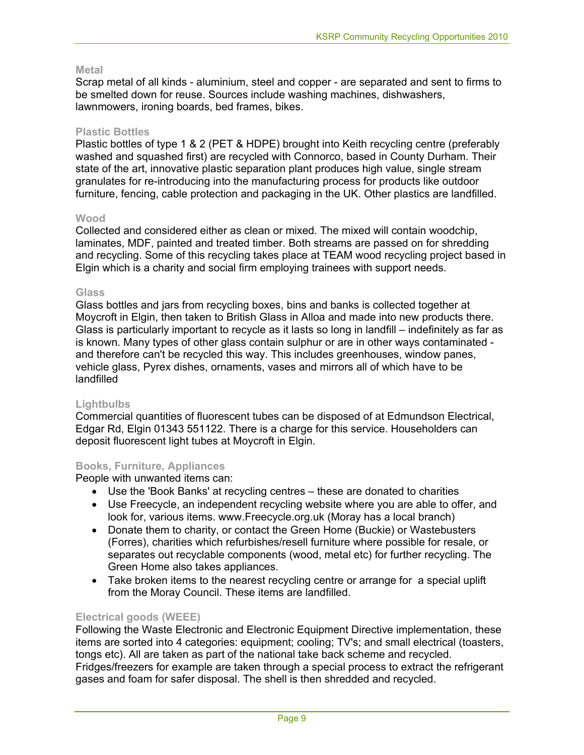### Metal

Scrap metal of all kinds - aluminium, steel and copper - are separated and sent to firms to be smelted down for reuse. Sources include washing machines, dishwashers, lawnmowers, ironing boards, bed frames, bikes.

### Plastic Bottles

Plastic bottles of type 1 & 2 (PET & HDPE) brought into Keith recycling centre (preferably washed and squashed first) are recycled with Connorco, based in County Durham. Their state of the art, innovative plastic separation plant produces high value, single stream granulates for re-introducing into the manufacturing process for products like outdoor furniture, fencing, cable protection and packaging in the UK. Other plastics are landfilled.

### Wood

Collected and considered either as clean or mixed. The mixed will contain woodchip, laminates, MDF, painted and treated timber. Both streams are passed on for shredding and recycling. Some of this recycling takes place at TEAM wood recycling project based in Elgin which is a charity and social firm employing trainees with support needs.

### Glass

Glass bottles and jars from recycling boxes, bins and banks is collected together at Moycroft in Elgin, then taken to British Glass in Alloa and made into new products there. Glass is particularly important to recycle as it lasts so long in landfill – indefinitely as far as is known. Many types of other glass contain sulphur or are in other ways contaminated - and therefore can't be recycled this way. This includes greenhouses, window panes, vehicle glass, Pyrex dishes, ornaments, vases and mirrors all of which have to be landfilled

### Lightbulbs

Commercial quantities of fluorescent tubes can be disposed of at Edmundson Electrical, Edgar Rd, Elgin 01343 551122. There is a charge for this service. Householders can deposit fluorescent light tubes at Moycroft in Elgin.

### Books, Furniture, Appliances

People with unwanted items can:

- Use the 'Book Banks' at recycling centres – these are donated to charities
- Use Freecycle, an independent recycling website where you are able to offer, and look for, various items. www.Freecycle.org.uk (Moray has a local branch)
- Donate them to charity, or contact the Green Home (Buckie) or Wastebusters (Forres), charities which refurbishes/resell furniture where possible for resale, or separates out recyclable components (wood, metal etc) for further recycling. The Green Home also takes appliances.
- Take broken items to the nearest recycling centre or arrange for a special uplift from the Moray Council. These items are landfilled.

### Electrical goods (WEEE)

Following the Waste Electronic and Electronic Equipment Directive implementation, these items are sorted into 4 categories: equipment; cooling; TV's; and small electrical (toasters, tongs etc). All are taken as part of the national take back scheme and recycled. Fridges/freezers for example are taken through a special process to extract the refrigerant gases and foam for safer disposal. The shell is then shredded and recycled.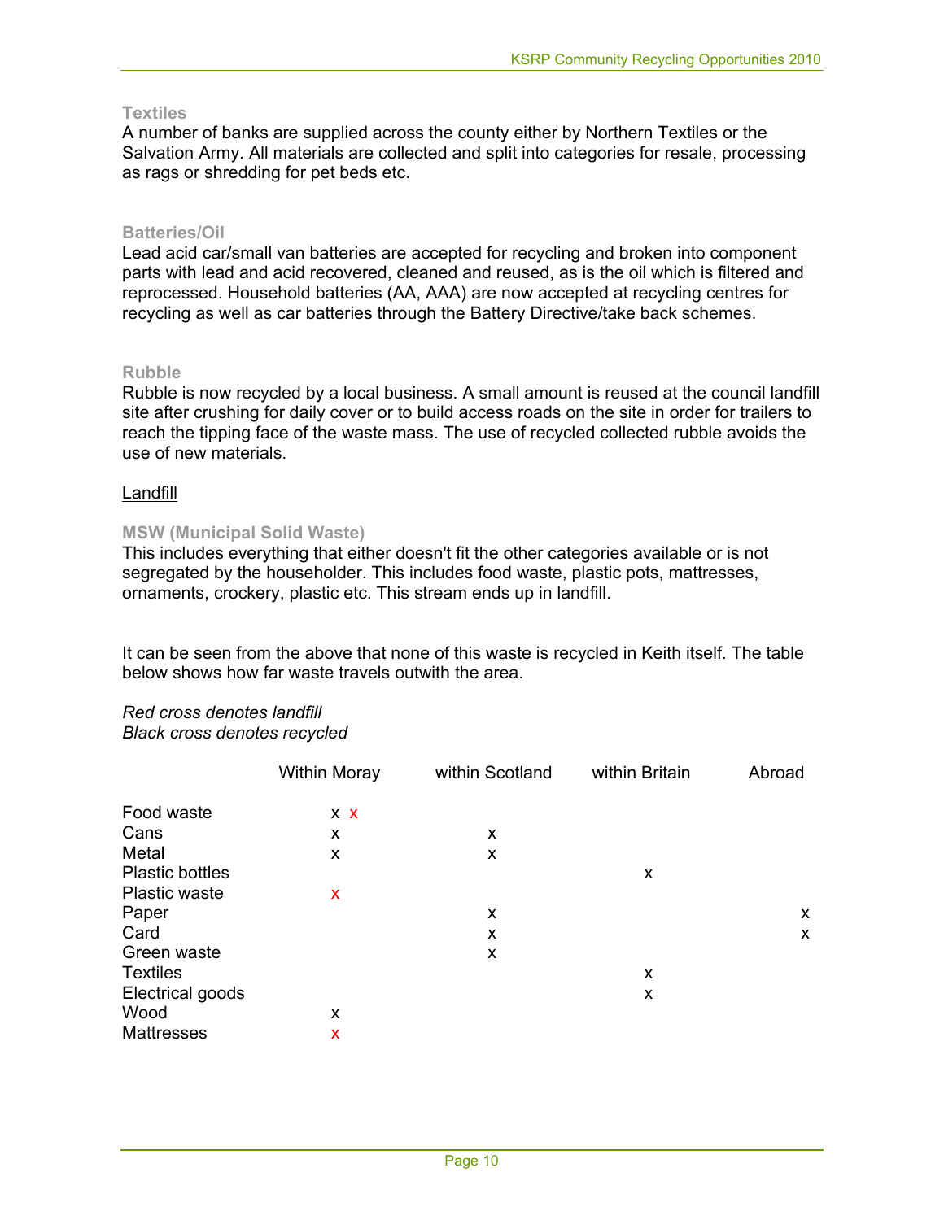### Textiles

A number of banks are supplied across the county either by Northern Textiles or the Salvation Army. All materials are collected and split into categories for resale, processing as rags or shredding for pet beds etc.

### Batteries/Oil

Lead acid car/small van batteries are accepted for recycling and broken into component parts with lead and acid recovered, cleaned and reused, as is the oil which is filtered and reprocessed. Household batteries (AA, AAA) are now accepted at recycling centres for recycling as well as car batteries through the Battery Directive/take back schemes.

### Rubble

Rubble is now recycled by a local business. A small amount is reused at the council landfill site after crushing for daily cover or to build access roads on the site in order for trailers to reach the tipping face of the waste mass. The use of recycled collected rubble avoids the use of new materials.

## Landfill

### MSW (Municipal Solid Waste)

This includes everything that either doesn't fit the other categories available or is not segregated by the householder. This includes food waste, plastic pots, mattresses, ornaments, crockery, plastic etc. This stream ends up in landfill.

It can be seen from the above that none of this waste is recycled in Keith itself. The table below shows how far waste travels outwith the area.

*Red cross denotes landfill*
*Black cross denotes recycled*

| | Within Moray | within Scotland | within Britain | Abroad |
|---|---|---|---|---|
| Food waste | x x (red) | | | |
| Cans | x | x | | |
| Metal | x | x | | |
| Plastic bottles | | | x | |
| Plastic waste | x (red) | | | |
| Paper | | x | | x |
| Card | | x | | x |
| Green waste | | x | | |
| Textiles | | | x | |
| Electrical goods | | | x | |
| Wood | x | | | |
| Mattresses | x (red) | | | |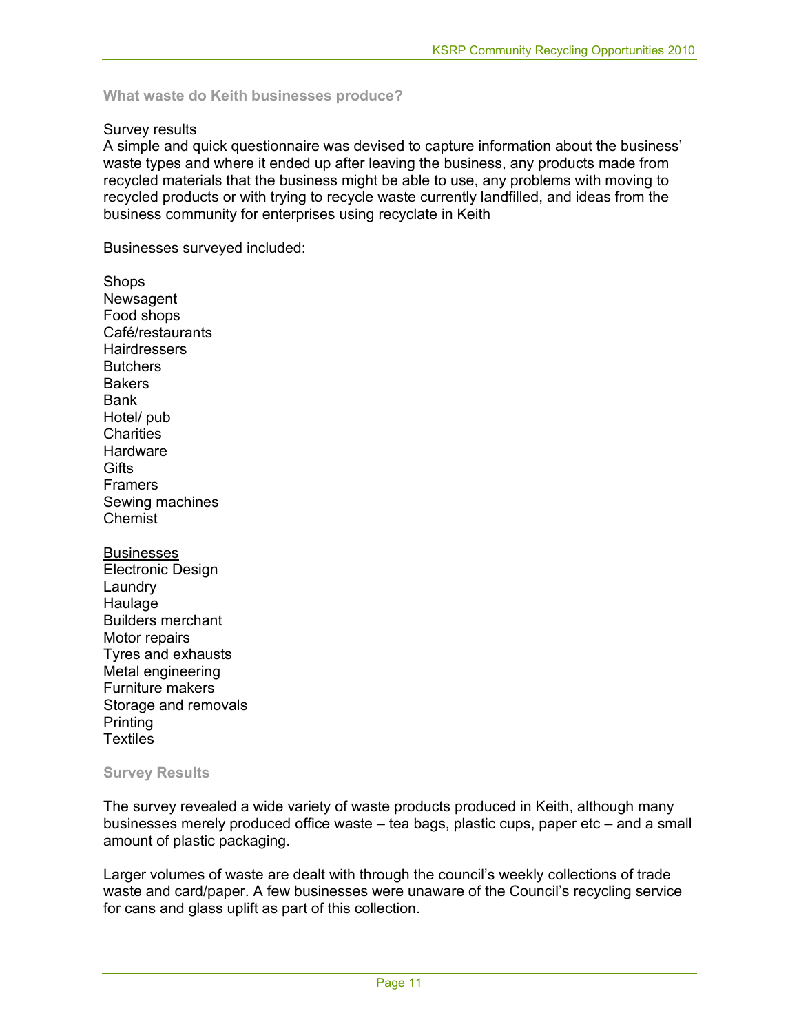## What waste do Keith businesses produce?

Survey results

A simple and quick questionnaire was devised to capture information about the business' waste types and where it ended up after leaving the business, any products made from recycled materials that the business might be able to use, any problems with moving to recycled products or with trying to recycle waste currently landfilled, and ideas from the business community for enterprises using recyclate in Keith

Businesses surveyed included:

<u>Shops</u>
Newsagent
Food shops
Café/restaurants
Hairdressers
Butchers
Bakers
Bank
Hotel/ pub
Charities
Hardware
Gifts
Framers
Sewing machines
Chemist

<u>Businesses</u>
Electronic Design
Laundry
Haulage
Builders merchant
Motor repairs
Tyres and exhausts
Metal engineering
Furniture makers
Storage and removals
Printing
Textiles

## Survey Results

The survey revealed a wide variety of waste products produced in Keith, although many businesses merely produced office waste – tea bags, plastic cups, paper etc – and a small amount of plastic packaging.

Larger volumes of waste are dealt with through the council's weekly collections of trade waste and card/paper. A few businesses were unaware of the Council's recycling service for cans and glass uplift as part of this collection.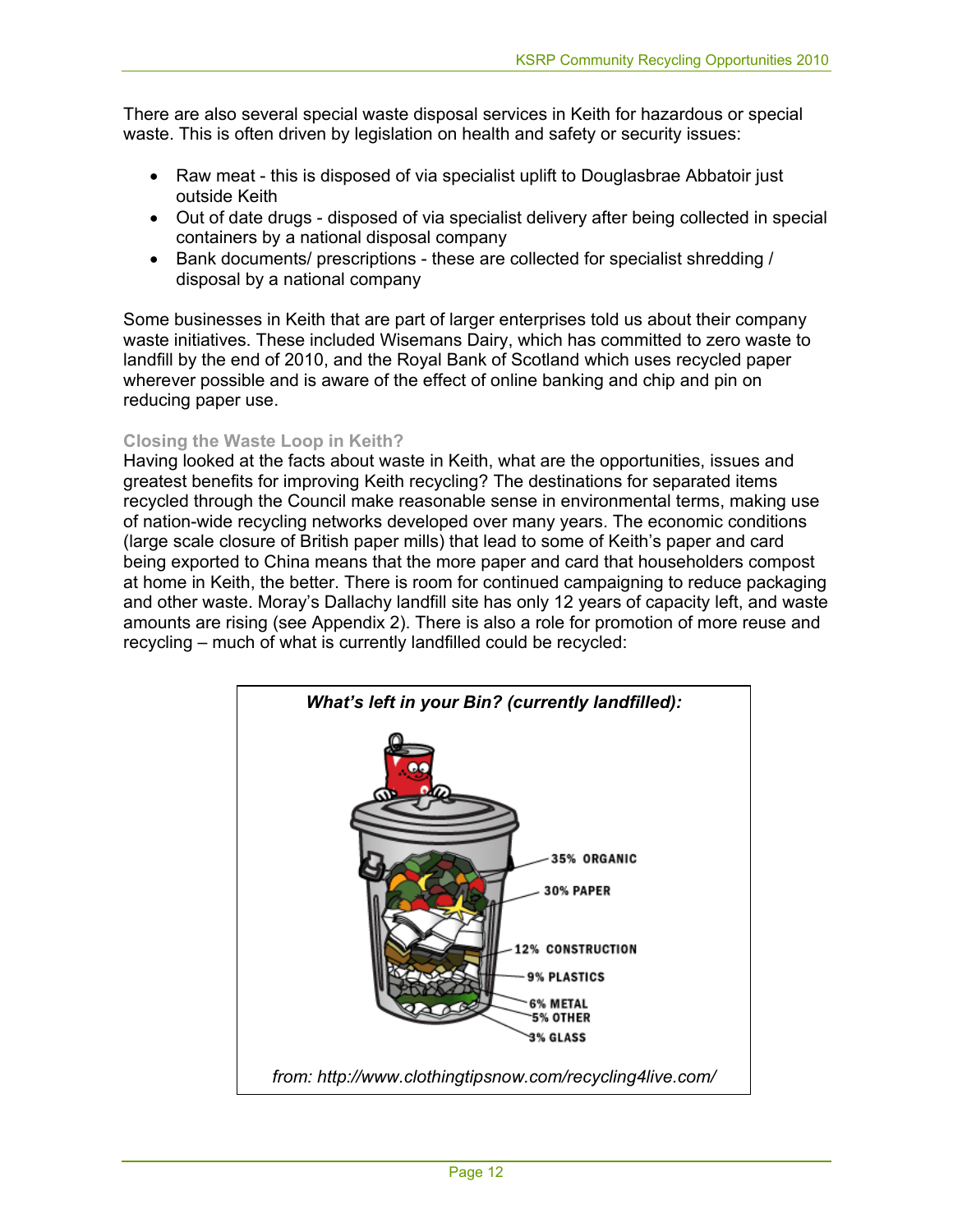There are also several special waste disposal services in Keith for hazardous or special waste. This is often driven by legislation on health and safety or security issues:

- Raw meat - this is disposed of via specialist uplift to Douglasbrae Abbatoir just outside Keith
- Out of date drugs - disposed of via specialist delivery after being collected in special containers by a national disposal company
- Bank documents/ prescriptions - these are collected for specialist shredding / disposal by a national company

Some businesses in Keith that are part of larger enterprises told us about their company waste initiatives. These included Wisemans Dairy, which has committed to zero waste to landfill by the end of 2010, and the Royal Bank of Scotland which uses recycled paper wherever possible and is aware of the effect of online banking and chip and pin on reducing paper use.

### Closing the Waste Loop in Keith?

Having looked at the facts about waste in Keith, what are the opportunities, issues and greatest benefits for improving Keith recycling? The destinations for separated items recycled through the Council make reasonable sense in environmental terms, making use of nation-wide recycling networks developed over many years. The economic conditions (large scale closure of British paper mills) that lead to some of Keith's paper and card being exported to China means that the more paper and card that householders compost at home in Keith, the better. There is room for continued campaigning to reduce packaging and other waste. Moray's Dallachy landfill site has only 12 years of capacity left, and waste amounts are rising (see Appendix 2). There is also a role for promotion of more reuse and recycling – much of what is currently landfilled could be recycled:

***What's left in your Bin? (currently landfilled):***

- 35% ORGANIC
- 30% PAPER
- 12% CONSTRUCTION
- 9% PLASTICS
- 6% METAL
- 5% OTHER
- 3% GLASS

*from: http://www.clothingtipsnow.com/recycling4live.com/*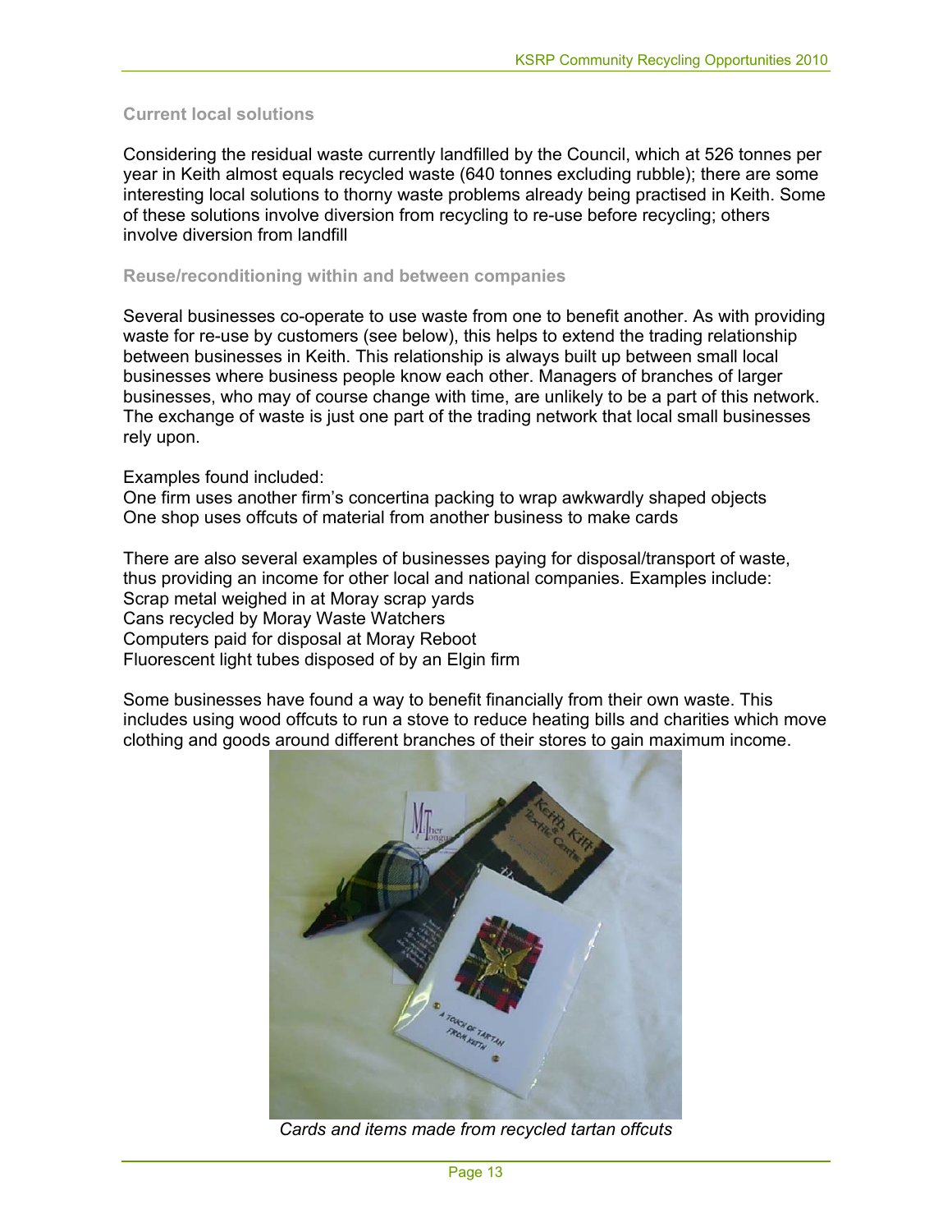### Current local solutions

Considering the residual waste currently landfilled by the Council, which at 526 tonnes per year in Keith almost equals recycled waste (640 tonnes excluding rubble); there are some interesting local solutions to thorny waste problems already being practised in Keith. Some of these solutions involve diversion from recycling to re-use before recycling; others involve diversion from landfill

### Reuse/reconditioning within and between companies

Several businesses co-operate to use waste from one to benefit another. As with providing waste for re-use by customers (see below), this helps to extend the trading relationship between businesses in Keith. This relationship is always built up between small local businesses where business people know each other. Managers of branches of larger businesses, who may of course change with time, are unlikely to be a part of this network. The exchange of waste is just one part of the trading network that local small businesses rely upon.

Examples found included:
One firm uses another firm's concertina packing to wrap awkwardly shaped objects
One shop uses offcuts of material from another business to make cards

There are also several examples of businesses paying for disposal/transport of waste, thus providing an income for other local and national companies. Examples include:
Scrap metal weighed in at Moray scrap yards
Cans recycled by Moray Waste Watchers
Computers paid for disposal at Moray Reboot
Fluorescent light tubes disposed of by an Elgin firm

Some businesses have found a way to benefit financially from their own waste. This includes using wood offcuts to run a stove to reduce heating bills and charities which move clothing and goods around different branches of their stores to gain maximum income.

*Cards and items made from recycled tartan offcuts*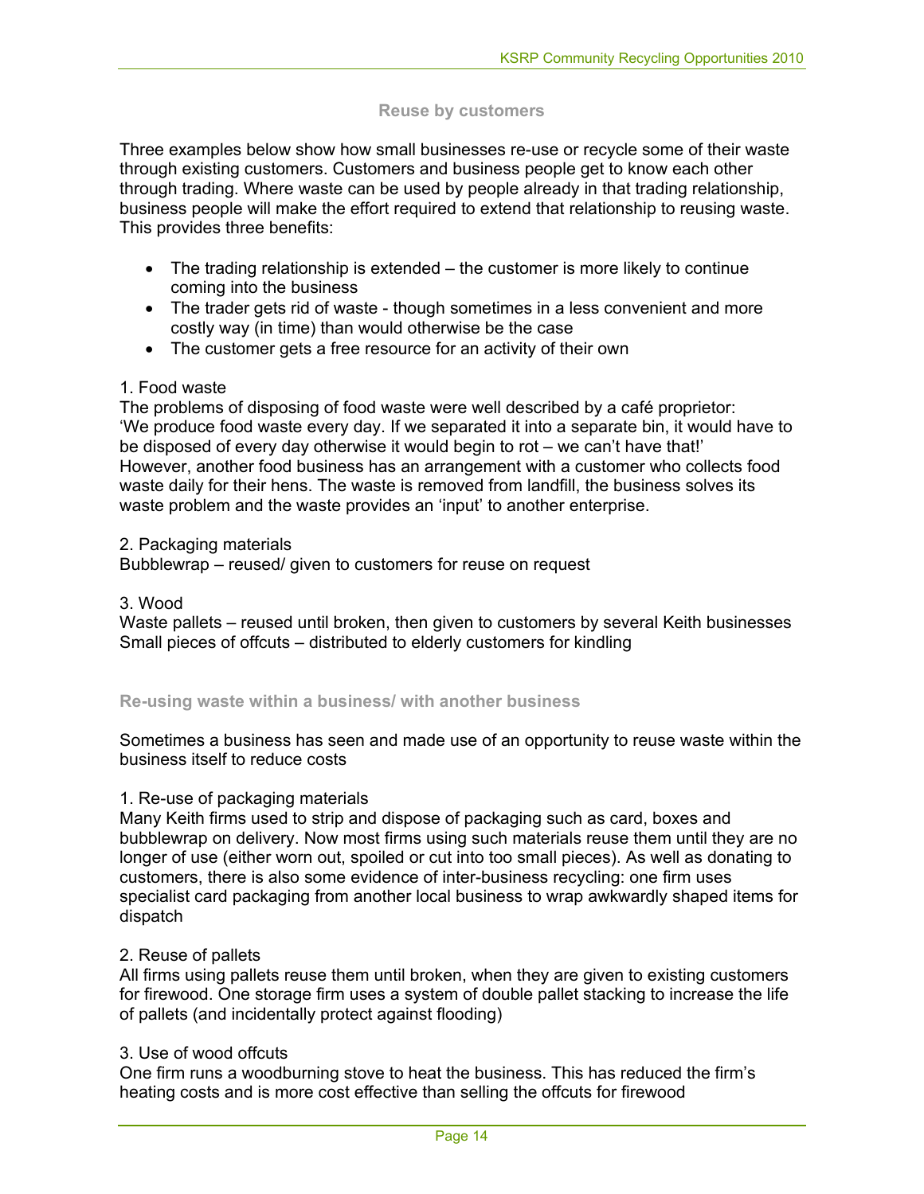### Reuse by customers

Three examples below show how small businesses re-use or recycle some of their waste through existing customers. Customers and business people get to know each other through trading. Where waste can be used by people already in that trading relationship, business people will make the effort required to extend that relationship to reusing waste. This provides three benefits:

- The trading relationship is extended – the customer is more likely to continue coming into the business
- The trader gets rid of waste - though sometimes in a less convenient and more costly way (in time) than would otherwise be the case
- The customer gets a free resource for an activity of their own

1. Food waste

The problems of disposing of food waste were well described by a café proprietor: 'We produce food waste every day. If we separated it into a separate bin, it would have to be disposed of every day otherwise it would begin to rot – we can't have that!' However, another food business has an arrangement with a customer who collects food waste daily for their hens. The waste is removed from landfill, the business solves its waste problem and the waste provides an 'input' to another enterprise.

2. Packaging materials

Bubblewrap – reused/ given to customers for reuse on request

3. Wood

Waste pallets – reused until broken, then given to customers by several Keith businesses
Small pieces of offcuts – distributed to elderly customers for kindling

### Re-using waste within a business/ with another business

Sometimes a business has seen and made use of an opportunity to reuse waste within the business itself to reduce costs

1. Re-use of packaging materials

Many Keith firms used to strip and dispose of packaging such as card, boxes and bubblewrap on delivery. Now most firms using such materials reuse them until they are no longer of use (either worn out, spoiled or cut into too small pieces). As well as donating to customers, there is also some evidence of inter-business recycling: one firm uses specialist card packaging from another local business to wrap awkwardly shaped items for dispatch

2. Reuse of pallets

All firms using pallets reuse them until broken, when they are given to existing customers for firewood. One storage firm uses a system of double pallet stacking to increase the life of pallets (and incidentally protect against flooding)

3. Use of wood offcuts

One firm runs a woodburning stove to heat the business. This has reduced the firm's heating costs and is more cost effective than selling the offcuts for firewood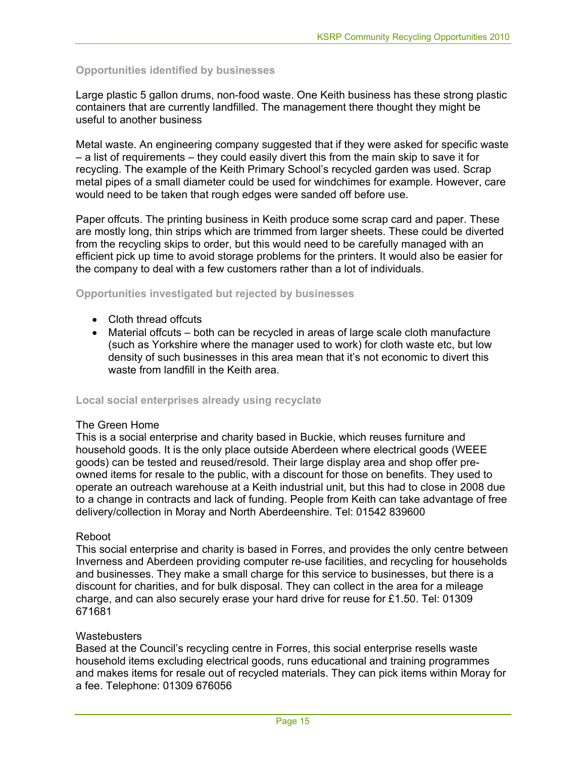### Opportunities identified by businesses

Large plastic 5 gallon drums, non-food waste. One Keith business has these strong plastic containers that are currently landfilled. The management there thought they might be useful to another business

Metal waste. An engineering company suggested that if they were asked for specific waste – a list of requirements – they could easily divert this from the main skip to save it for recycling. The example of the Keith Primary School's recycled garden was used. Scrap metal pipes of a small diameter could be used for windchimes for example. However, care would need to be taken that rough edges were sanded off before use.

Paper offcuts. The printing business in Keith produce some scrap card and paper. These are mostly long, thin strips which are trimmed from larger sheets. These could be diverted from the recycling skips to order, but this would need to be carefully managed with an efficient pick up time to avoid storage problems for the printers. It would also be easier for the company to deal with a few customers rather than a lot of individuals.

### Opportunities investigated but rejected by businesses

- Cloth thread offcuts
- Material offcuts – both can be recycled in areas of large scale cloth manufacture (such as Yorkshire where the manager used to work) for cloth waste etc, but low density of such businesses in this area mean that it's not economic to divert this waste from landfill in the Keith area.

### Local social enterprises already using recyclate

The Green Home
This is a social enterprise and charity based in Buckie, which reuses furniture and household goods. It is the only place outside Aberdeen where electrical goods (WEEE goods) can be tested and reused/resold. Their large display area and shop offer pre-owned items for resale to the public, with a discount for those on benefits. They used to operate an outreach warehouse at a Keith industrial unit, but this had to close in 2008 due to a change in contracts and lack of funding. People from Keith can take advantage of free delivery/collection in Moray and North Aberdeenshire. Tel: 01542 839600

Reboot
This social enterprise and charity is based in Forres, and provides the only centre between Inverness and Aberdeen providing computer re-use facilities, and recycling for households and businesses. They make a small charge for this service to businesses, but there is a discount for charities, and for bulk disposal. They can collect in the area for a mileage charge, and can also securely erase your hard drive for reuse for £1.50. Tel: 01309 671681

Wastebusters
Based at the Council's recycling centre in Forres, this social enterprise resells waste household items excluding electrical goods, runs educational and training programmes and makes items for resale out of recycled materials. They can pick items within Moray for a fee. Telephone: 01309 676056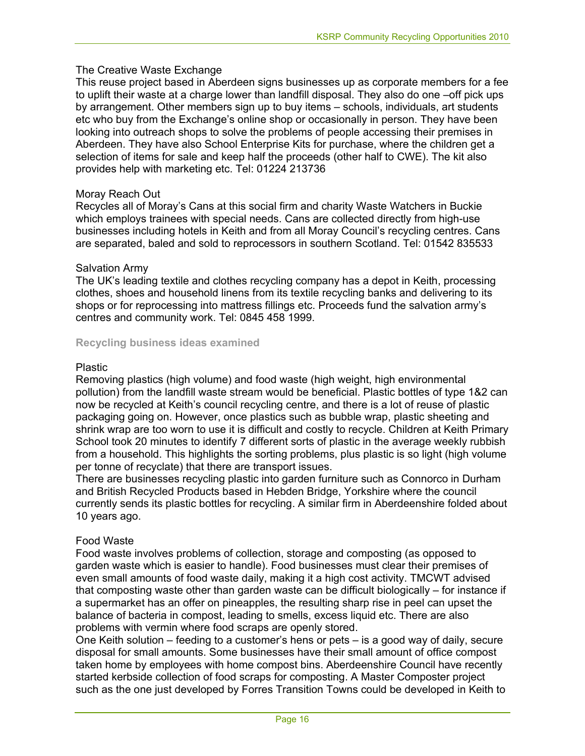The Creative Waste Exchange

This reuse project based in Aberdeen signs businesses up as corporate members for a fee to uplift their waste at a charge lower than landfill disposal. They also do one –off pick ups by arrangement. Other members sign up to buy items – schools, individuals, art students etc who buy from the Exchange's online shop or occasionally in person. They have been looking into outreach shops to solve the problems of people accessing their premises in Aberdeen. They have also School Enterprise Kits for purchase, where the children get a selection of items for sale and keep half the proceeds (other half to CWE). The kit also provides help with marketing etc. Tel: 01224 213736

Moray Reach Out

Recycles all of Moray's Cans at this social firm and charity Waste Watchers in Buckie which employs trainees with special needs. Cans are collected directly from high-use businesses including hotels in Keith and from all Moray Council's recycling centres. Cans are separated, baled and sold to reprocessors in southern Scotland. Tel: 01542 835533

Salvation Army

The UK's leading textile and clothes recycling company has a depot in Keith, processing clothes, shoes and household linens from its textile recycling banks and delivering to its shops or for reprocessing into mattress fillings etc. Proceeds fund the salvation army's centres and community work. Tel: 0845 458 1999.

## Recycling business ideas examined

Plastic

Removing plastics (high volume) and food waste (high weight, high environmental pollution) from the landfill waste stream would be beneficial. Plastic bottles of type 1&2 can now be recycled at Keith's council recycling centre, and there is a lot of reuse of plastic packaging going on. However, once plastics such as bubble wrap, plastic sheeting and shrink wrap are too worn to use it is difficult and costly to recycle. Children at Keith Primary School took 20 minutes to identify 7 different sorts of plastic in the average weekly rubbish from a household. This highlights the sorting problems, plus plastic is so light (high volume per tonne of recyclate) that there are transport issues.

There are businesses recycling plastic into garden furniture such as Connorco in Durham and British Recycled Products based in Hebden Bridge, Yorkshire where the council currently sends its plastic bottles for recycling. A similar firm in Aberdeenshire folded about 10 years ago.

Food Waste

Food waste involves problems of collection, storage and composting (as opposed to garden waste which is easier to handle). Food businesses must clear their premises of even small amounts of food waste daily, making it a high cost activity. TMCWT advised that composting waste other than garden waste can be difficult biologically – for instance if a supermarket has an offer on pineapples, the resulting sharp rise in peel can upset the balance of bacteria in compost, leading to smells, excess liquid etc. There are also problems with vermin where food scraps are openly stored.

One Keith solution – feeding to a customer's hens or pets – is a good way of daily, secure disposal for small amounts. Some businesses have their small amount of office compost taken home by employees with home compost bins. Aberdeenshire Council have recently started kerbside collection of food scraps for composting. A Master Composter project such as the one just developed by Forres Transition Towns could be developed in Keith to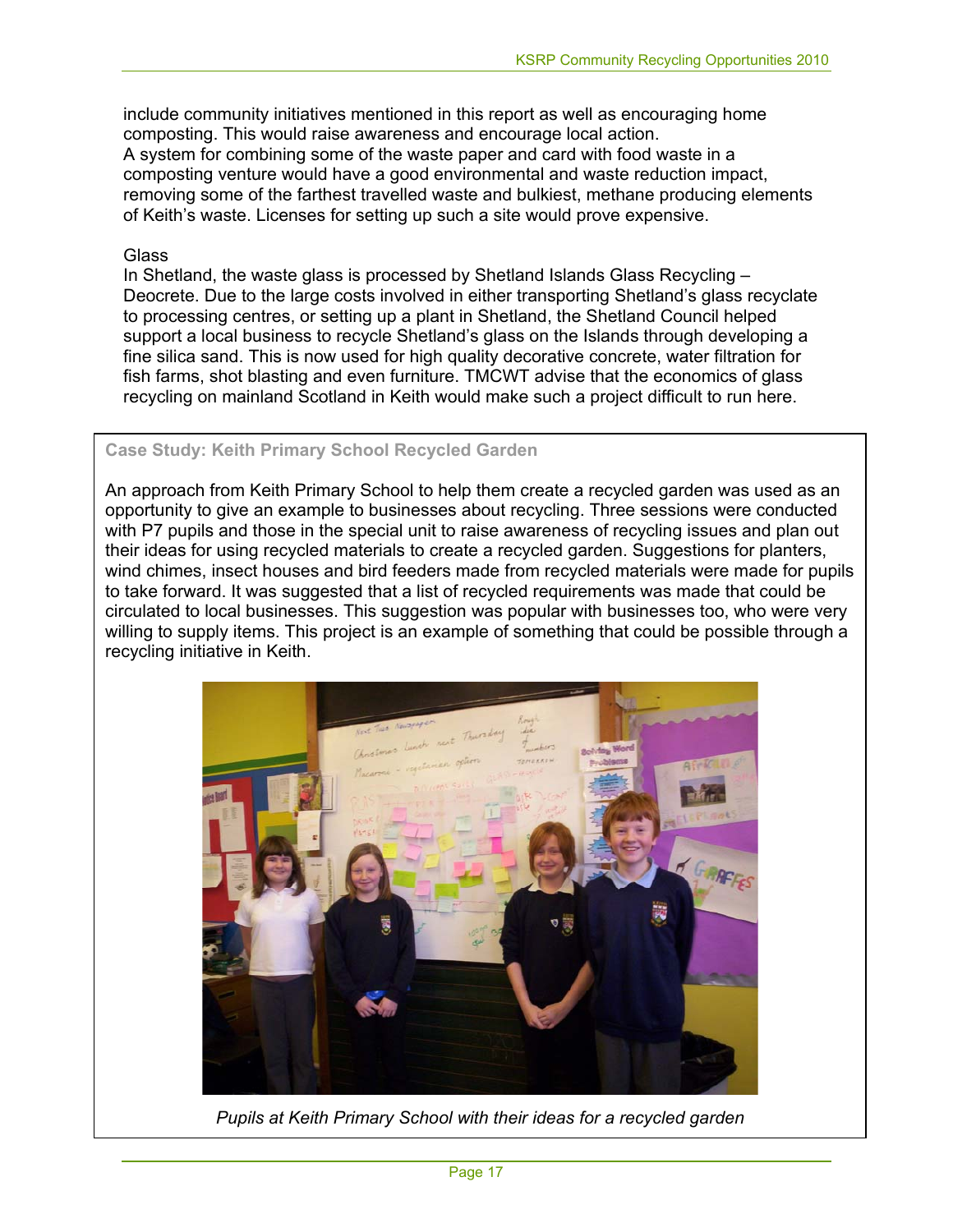include community initiatives mentioned in this report as well as encouraging home composting. This would raise awareness and encourage local action.
A system for combining some of the waste paper and card with food waste in a composting venture would have a good environmental and waste reduction impact, removing some of the farthest travelled waste and bulkiest, methane producing elements of Keith's waste. Licenses for setting up such a site would prove expensive.

Glass

In Shetland, the waste glass is processed by Shetland Islands Glass Recycling – Deocrete. Due to the large costs involved in either transporting Shetland's glass recyclate to processing centres, or setting up a plant in Shetland, the Shetland Council helped support a local business to recycle Shetland's glass on the Islands through developing a fine silica sand. This is now used for high quality decorative concrete, water filtration for fish farms, shot blasting and even furniture. TMCWT advise that the economics of glass recycling on mainland Scotland in Keith would make such a project difficult to run here.

**Case Study: Keith Primary School Recycled Garden**

An approach from Keith Primary School to help them create a recycled garden was used as an opportunity to give an example to businesses about recycling. Three sessions were conducted with P7 pupils and those in the special unit to raise awareness of recycling issues and plan out their ideas for using recycled materials to create a recycled garden. Suggestions for planters, wind chimes, insect houses and bird feeders made from recycled materials were made for pupils to take forward. It was suggested that a list of recycled requirements was made that could be circulated to local businesses. This suggestion was popular with businesses too, who were very willing to supply items. This project is an example of something that could be possible through a recycling initiative in Keith.

*Pupils at Keith Primary School with their ideas for a recycled garden*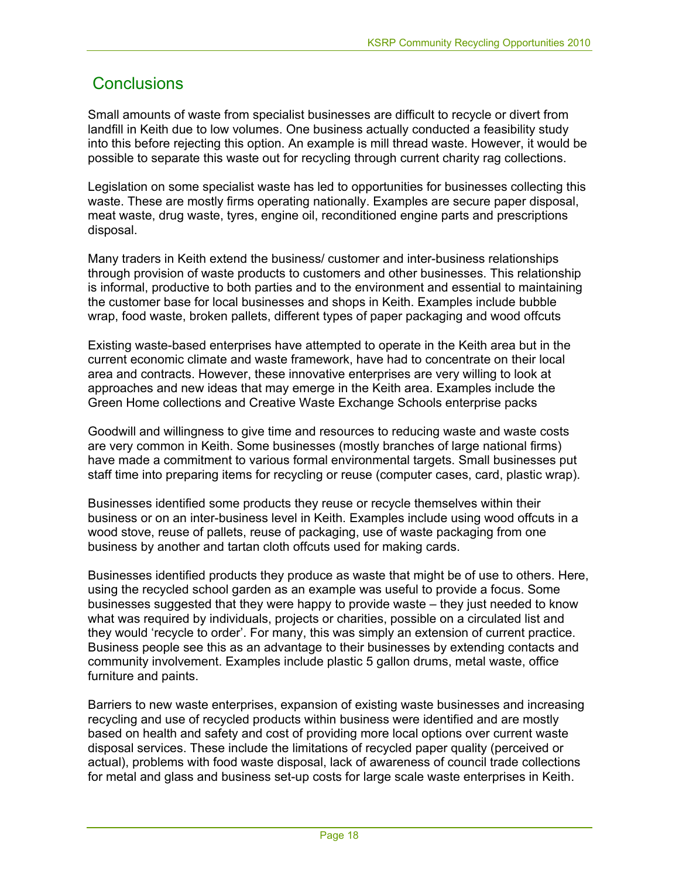## Conclusions

Small amounts of waste from specialist businesses are difficult to recycle or divert from landfill in Keith due to low volumes. One business actually conducted a feasibility study into this before rejecting this option. An example is mill thread waste. However, it would be possible to separate this waste out for recycling through current charity rag collections.

Legislation on some specialist waste has led to opportunities for businesses collecting this waste. These are mostly firms operating nationally. Examples are secure paper disposal, meat waste, drug waste, tyres, engine oil, reconditioned engine parts and prescriptions disposal.

Many traders in Keith extend the business/ customer and inter-business relationships through provision of waste products to customers and other businesses. This relationship is informal, productive to both parties and to the environment and essential to maintaining the customer base for local businesses and shops in Keith. Examples include bubble wrap, food waste, broken pallets, different types of paper packaging and wood offcuts

Existing waste-based enterprises have attempted to operate in the Keith area but in the current economic climate and waste framework, have had to concentrate on their local area and contracts. However, these innovative enterprises are very willing to look at approaches and new ideas that may emerge in the Keith area. Examples include the Green Home collections and Creative Waste Exchange Schools enterprise packs

Goodwill and willingness to give time and resources to reducing waste and waste costs are very common in Keith. Some businesses (mostly branches of large national firms) have made a commitment to various formal environmental targets. Small businesses put staff time into preparing items for recycling or reuse (computer cases, card, plastic wrap).

Businesses identified some products they reuse or recycle themselves within their business or on an inter-business level in Keith. Examples include using wood offcuts in a wood stove, reuse of pallets, reuse of packaging, use of waste packaging from one business by another and tartan cloth offcuts used for making cards.

Businesses identified products they produce as waste that might be of use to others. Here, using the recycled school garden as an example was useful to provide a focus. Some businesses suggested that they were happy to provide waste – they just needed to know what was required by individuals, projects or charities, possible on a circulated list and they would 'recycle to order'. For many, this was simply an extension of current practice. Business people see this as an advantage to their businesses by extending contacts and community involvement. Examples include plastic 5 gallon drums, metal waste, office furniture and paints.

Barriers to new waste enterprises, expansion of existing waste businesses and increasing recycling and use of recycled products within business were identified and are mostly based on health and safety and cost of providing more local options over current waste disposal services. These include the limitations of recycled paper quality (perceived or actual), problems with food waste disposal, lack of awareness of council trade collections for metal and glass and business set-up costs for large scale waste enterprises in Keith.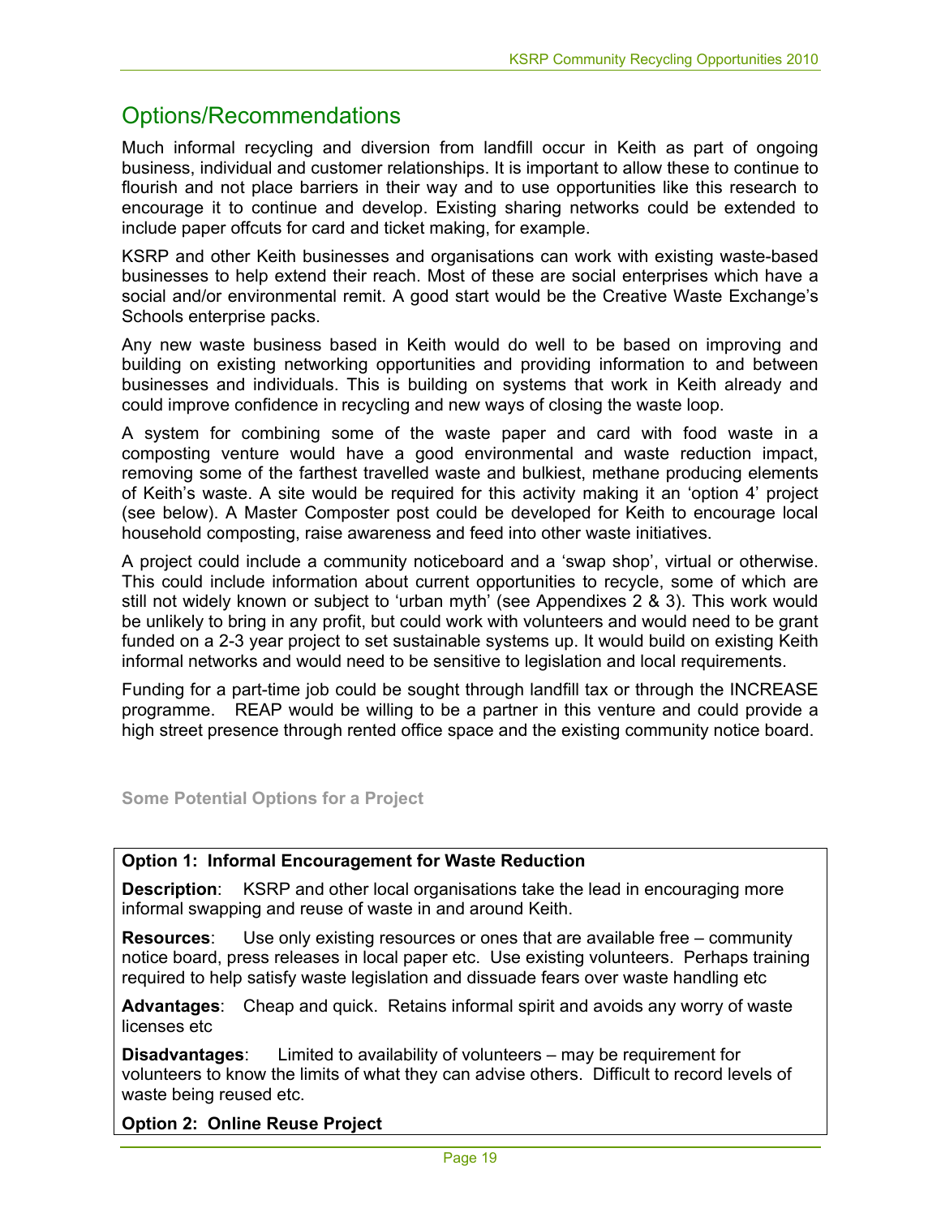## Options/Recommendations

Much informal recycling and diversion from landfill occur in Keith as part of ongoing business, individual and customer relationships. It is important to allow these to continue to flourish and not place barriers in their way and to use opportunities like this research to encourage it to continue and develop. Existing sharing networks could be extended to include paper offcuts for card and ticket making, for example.

KSRP and other Keith businesses and organisations can work with existing waste-based businesses to help extend their reach. Most of these are social enterprises which have a social and/or environmental remit. A good start would be the Creative Waste Exchange's Schools enterprise packs.

Any new waste business based in Keith would do well to be based on improving and building on existing networking opportunities and providing information to and between businesses and individuals. This is building on systems that work in Keith already and could improve confidence in recycling and new ways of closing the waste loop.

A system for combining some of the waste paper and card with food waste in a composting venture would have a good environmental and waste reduction impact, removing some of the farthest travelled waste and bulkiest, methane producing elements of Keith's waste. A site would be required for this activity making it an 'option 4' project (see below). A Master Composter post could be developed for Keith to encourage local household composting, raise awareness and feed into other waste initiatives.

A project could include a community noticeboard and a 'swap shop', virtual or otherwise. This could include information about current opportunities to recycle, some of which are still not widely known or subject to 'urban myth' (see Appendixes 2 & 3). This work would be unlikely to bring in any profit, but could work with volunteers and would need to be grant funded on a 2-3 year project to set sustainable systems up. It would build on existing Keith informal networks and would need to be sensitive to legislation and local requirements.

Funding for a part-time job could be sought through landfill tax or through the INCREASE programme. REAP would be willing to be a partner in this venture and could provide a high street presence through rented office space and the existing community notice board.

**Some Potential Options for a Project**

**Option 1: Informal Encouragement for Waste Reduction**

**Description**: KSRP and other local organisations take the lead in encouraging more informal swapping and reuse of waste in and around Keith.

**Resources**: Use only existing resources or ones that are available free – community notice board, press releases in local paper etc. Use existing volunteers. Perhaps training required to help satisfy waste legislation and dissuade fears over waste handling etc

**Advantages**: Cheap and quick. Retains informal spirit and avoids any worry of waste licenses etc

**Disadvantages**: Limited to availability of volunteers – may be requirement for volunteers to know the limits of what they can advise others. Difficult to record levels of waste being reused etc.

**Option 2: Online Reuse Project**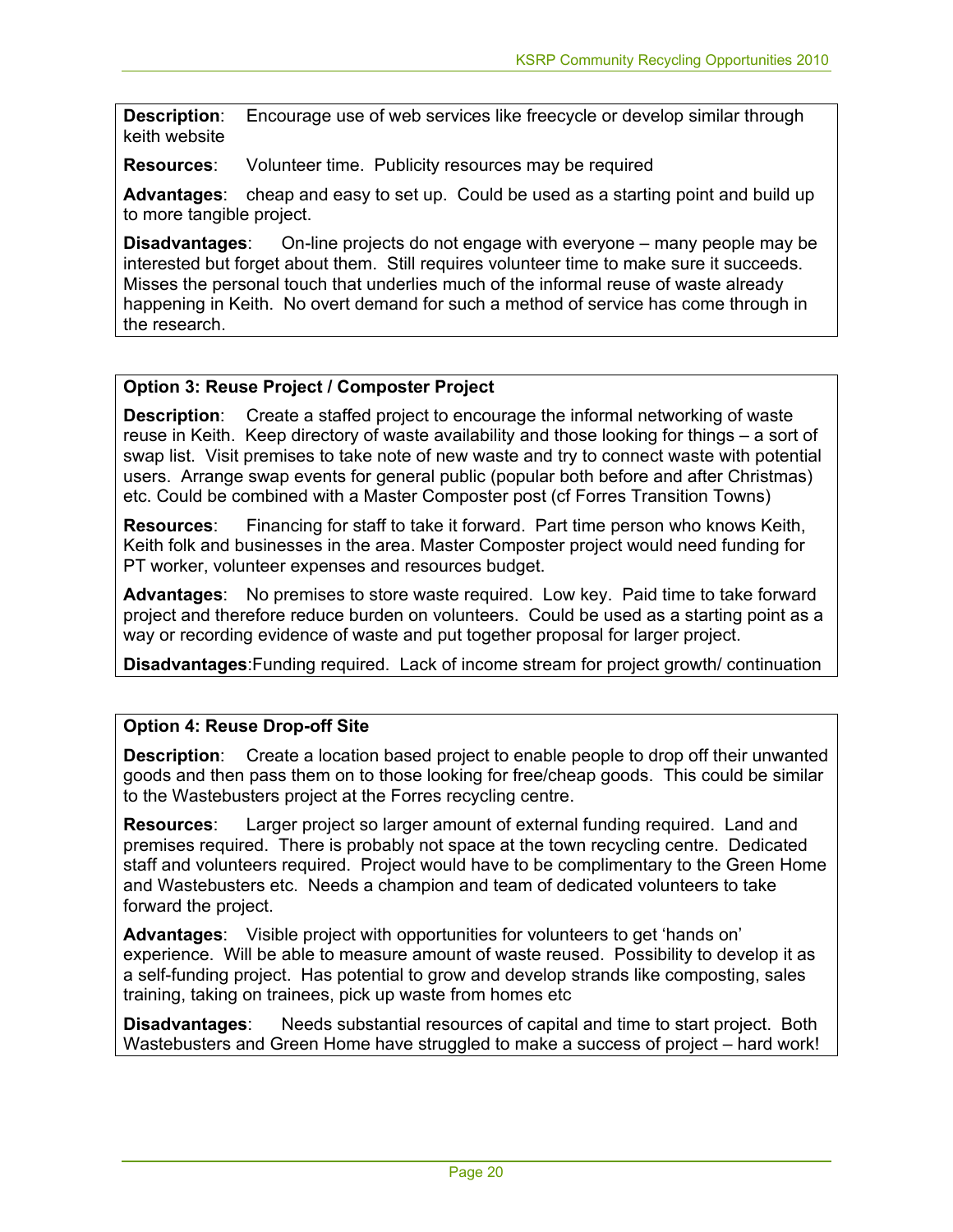**Description**: Encourage use of web services like freecycle or develop similar through keith website

**Resources**: Volunteer time. Publicity resources may be required

**Advantages**: cheap and easy to set up. Could be used as a starting point and build up to more tangible project.

**Disadvantages**: On-line projects do not engage with everyone – many people may be interested but forget about them. Still requires volunteer time to make sure it succeeds. Misses the personal touch that underlies much of the informal reuse of waste already happening in Keith. No overt demand for such a method of service has come through in the research.

**Option 3: Reuse Project / Composter Project**

**Description**: Create a staffed project to encourage the informal networking of waste reuse in Keith. Keep directory of waste availability and those looking for things – a sort of swap list. Visit premises to take note of new waste and try to connect waste with potential users. Arrange swap events for general public (popular both before and after Christmas) etc. Could be combined with a Master Composter post (cf Forres Transition Towns)

**Resources**: Financing for staff to take it forward. Part time person who knows Keith, Keith folk and businesses in the area. Master Composter project would need funding for PT worker, volunteer expenses and resources budget.

**Advantages**: No premises to store waste required. Low key. Paid time to take forward project and therefore reduce burden on volunteers. Could be used as a starting point as a way or recording evidence of waste and put together proposal for larger project.

**Disadvantages**:Funding required. Lack of income stream for project growth/ continuation

**Option 4: Reuse Drop-off Site**

**Description**: Create a location based project to enable people to drop off their unwanted goods and then pass them on to those looking for free/cheap goods. This could be similar to the Wastebusters project at the Forres recycling centre.

**Resources**: Larger project so larger amount of external funding required. Land and premises required. There is probably not space at the town recycling centre. Dedicated staff and volunteers required. Project would have to be complimentary to the Green Home and Wastebusters etc. Needs a champion and team of dedicated volunteers to take forward the project.

**Advantages**: Visible project with opportunities for volunteers to get 'hands on' experience. Will be able to measure amount of waste reused. Possibility to develop it as a self-funding project. Has potential to grow and develop strands like composting, sales training, taking on trainees, pick up waste from homes etc

**Disadvantages**: Needs substantial resources of capital and time to start project. Both Wastebusters and Green Home have struggled to make a success of project – hard work!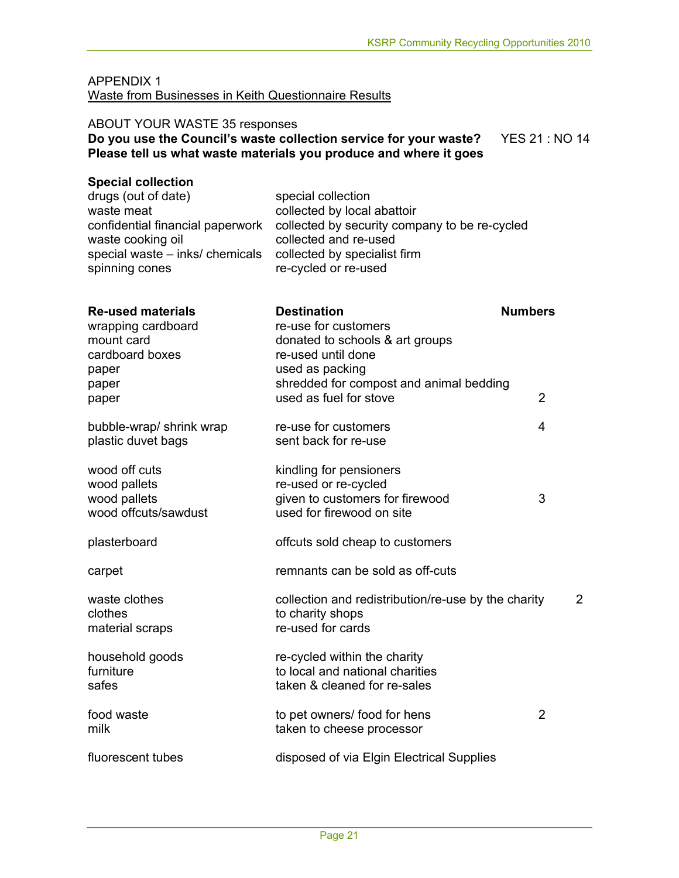APPENDIX 1
Waste from Businesses in Keith Questionnaire Results

ABOUT YOUR WASTE 35 responses

**Do you use the Council's waste collection service for your waste?** YES 21 : NO 14

**Please tell us what waste materials you produce and where it goes**

**Special collection**

| | |
|---|---|
| drugs (out of date) | special collection |
| waste meat | collected by local abattoir |
| confidential financial paperwork | collected by security company to be re-cycled |
| waste cooking oil | collected and re-used |
| special waste – inks/ chemicals | collected by specialist firm |
| spinning cones | re-cycled or re-used |

| **Re-used materials** | **Destination** | **Numbers** |
|---|---|---|
| wrapping cardboard | re-use for customers | |
| mount card | donated to schools & art groups | |
| cardboard boxes | re-used until done | |
| paper | used as packing | |
| paper | shredded for compost and animal bedding | |
| paper | used as fuel for stove | 2 |
| bubble-wrap/ shrink wrap | re-use for customers | 4 |
| plastic duvet bags | sent back for re-use | |
| wood off cuts | kindling for pensioners | |
| wood pallets | re-used or re-cycled | |
| wood pallets | given to customers for firewood | 3 |
| wood offcuts/sawdust | used for firewood on site | |
| plasterboard | offcuts sold cheap to customers | |
| carpet | remnants can be sold as off-cuts | |
| waste clothes | collection and redistribution/re-use by the charity | 2 |
| clothes | to charity shops | |
| material scraps | re-used for cards | |
| household goods | re-cycled within the charity | |
| furniture | to local and national charities | |
| safes | taken & cleaned for re-sales | |
| food waste | to pet owners/ food for hens | 2 |
| milk | taken to cheese processor | |
| fluorescent tubes | disposed of via Elgin Electrical Supplies | |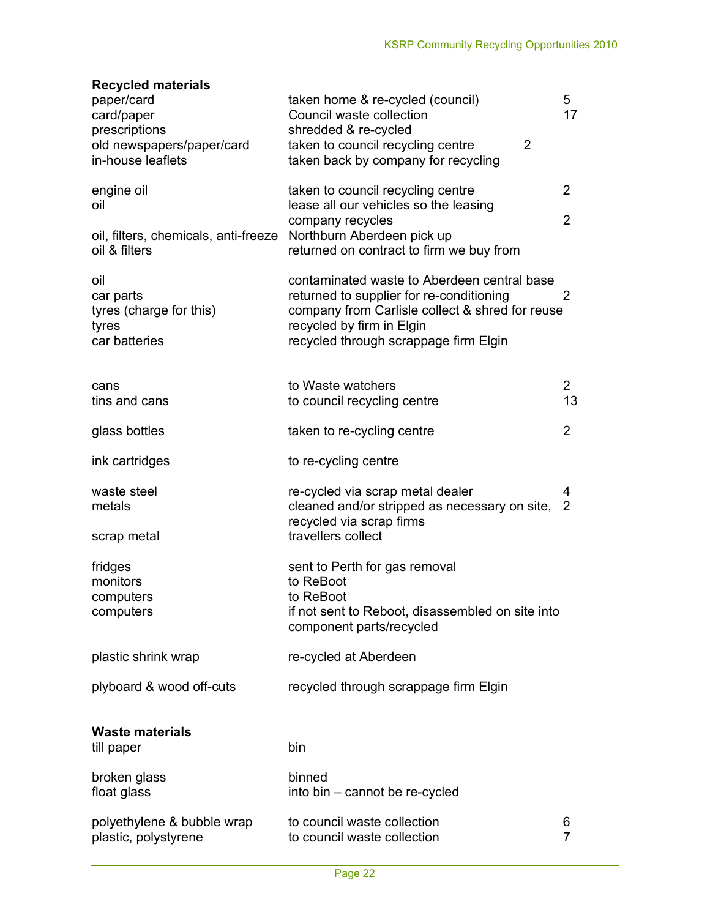**Recycled materials**

| | | |
|---|---|---|
| paper/card | taken home & re-cycled (council) | 5 |
| card/paper | Council waste collection | 17 |
| prescriptions | shredded & re-cycled | |
| old newspapers/paper/card | taken to council recycling centre | 2 |
| in-house leaflets | taken back by company for recycling | |
| | | |
| engine oil | taken to council recycling centre | 2 |
| oil | lease all our vehicles so the leasing company recycles | 2 |
| oil, filters, chemicals, anti-freeze | Northburn Aberdeen pick up | |
| oil & filters | returned on contract to firm we buy from | |
| | | |
| oil | contaminated waste to Aberdeen central base | |
| car parts | returned to supplier for re-conditioning | 2 |
| tyres (charge for this) | company from Carlisle collect & shred for reuse | |
| tyres | recycled by firm in Elgin | |
| car batteries | recycled through scrappage firm Elgin | |
| | | |
| cans | to Waste watchers | 2 |
| tins and cans | to council recycling centre | 13 |
| | | |
| glass bottles | taken to re-cycling centre | 2 |
| | | |
| ink cartridges | to re-cycling centre | |
| | | |
| waste steel | re-cycled via scrap metal dealer | 4 |
| metals | cleaned and/or stripped as necessary on site, recycled via scrap firms | 2 |
| scrap metal | travellers collect | |
| | | |
| fridges | sent to Perth for gas removal | |
| monitors | to ReBoot | |
| computers | to ReBoot | |
| computers | if not sent to Reboot, disassembled on site into component parts/recycled | |
| | | |
| plastic shrink wrap | re-cycled at Aberdeen | |
| | | |
| plyboard & wood off-cuts | recycled through scrappage firm Elgin | |

**Waste materials**

| | | |
|---|---|---|
| till paper | bin | |
| | | |
| broken glass | binned | |
| float glass | into bin – cannot be re-cycled | |
| | | |
| polyethylene & bubble wrap | to council waste collection | 6 |
| plastic, polystyrene | to council waste collection | 7 |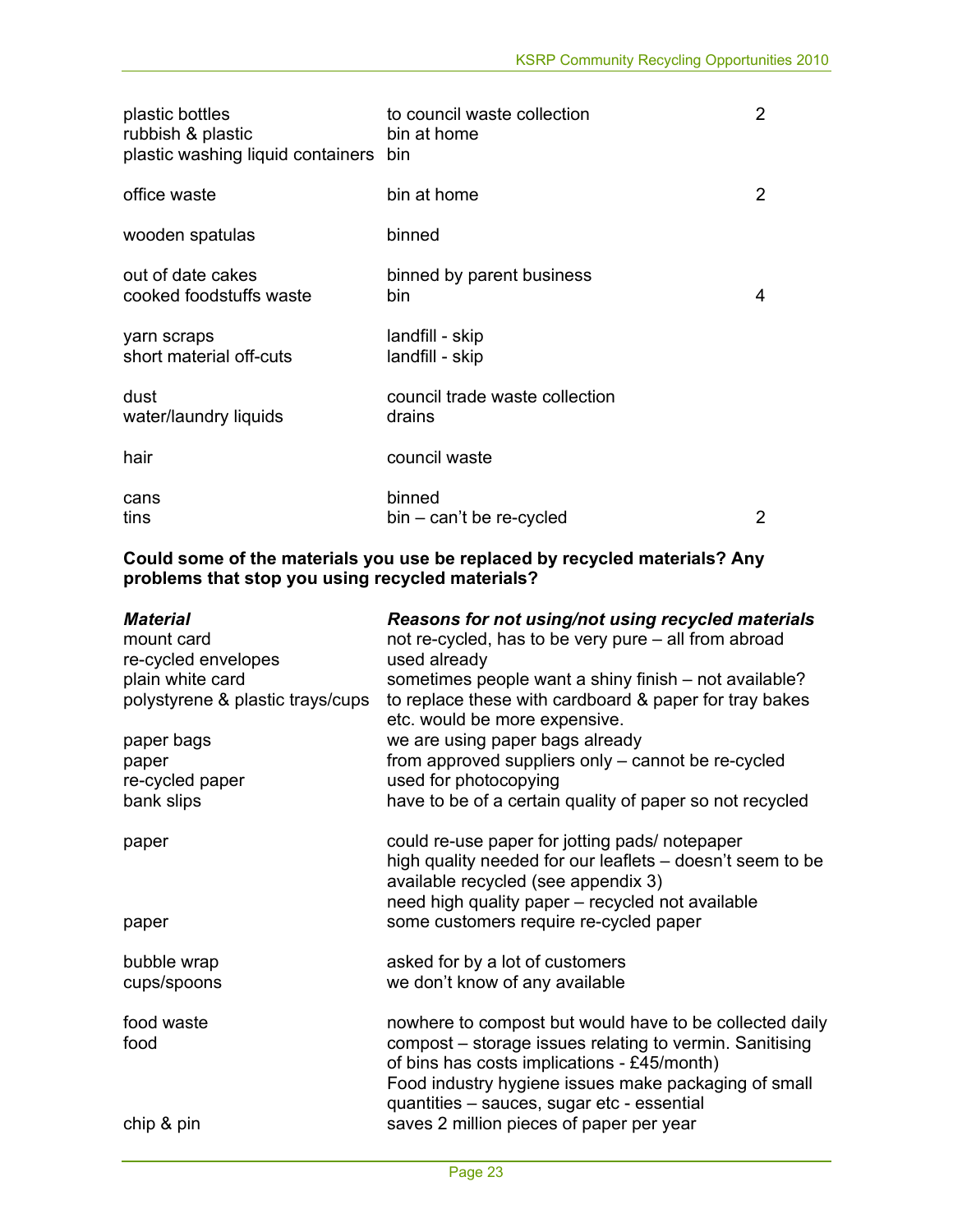| | | |
|---|---|---|
| plastic bottles<br>rubbish & plastic<br>plastic washing liquid containers | to council waste collection<br>bin at home<br>bin | 2 |
| office waste | bin at home | 2 |
| wooden spatulas | binned | |
| out of date cakes<br>cooked foodstuffs waste | binned by parent business<br>bin | 4 |
| yarn scraps<br>short material off-cuts | landfill - skip<br>landfill - skip | |
| dust<br>water/laundry liquids | council trade waste collection<br>drains | |
| hair | council waste | |
| cans<br>tins | binned<br>bin – can't be re-cycled | 2 |

**Could some of the materials you use be replaced by recycled materials? Any problems that stop you using recycled materials?**

| ***Material*** | ***Reasons for not using/not using recycled materials*** |
|---|---|
| mount card | not re-cycled, has to be very pure – all from abroad |
| re-cycled envelopes | used already |
| plain white card | sometimes people want a shiny finish – not available? |
| polystyrene & plastic trays/cups | to replace these with cardboard & paper for tray bakes etc. would be more expensive. |
| paper bags | we are using paper bags already |
| paper | from approved suppliers only – cannot be re-cycled |
| re-cycled paper | used for photocopying |
| bank slips | have to be of a certain quality of paper so not recycled |
| paper | could re-use paper for jotting pads/ notepaper<br>high quality needed for our leaflets – doesn't seem to be available recycled (see appendix 3)<br>need high quality paper – recycled not available |
| paper | some customers require re-cycled paper |
| bubble wrap | asked for by a lot of customers |
| cups/spoons | we don't know of any available |
| food waste | nowhere to compost but would have to be collected daily |
| food | compost – storage issues relating to vermin. Sanitising of bins has costs implications - £45/month)<br>Food industry hygiene issues make packaging of small quantities – sauces, sugar etc - essential |
| chip & pin | saves 2 million pieces of paper per year |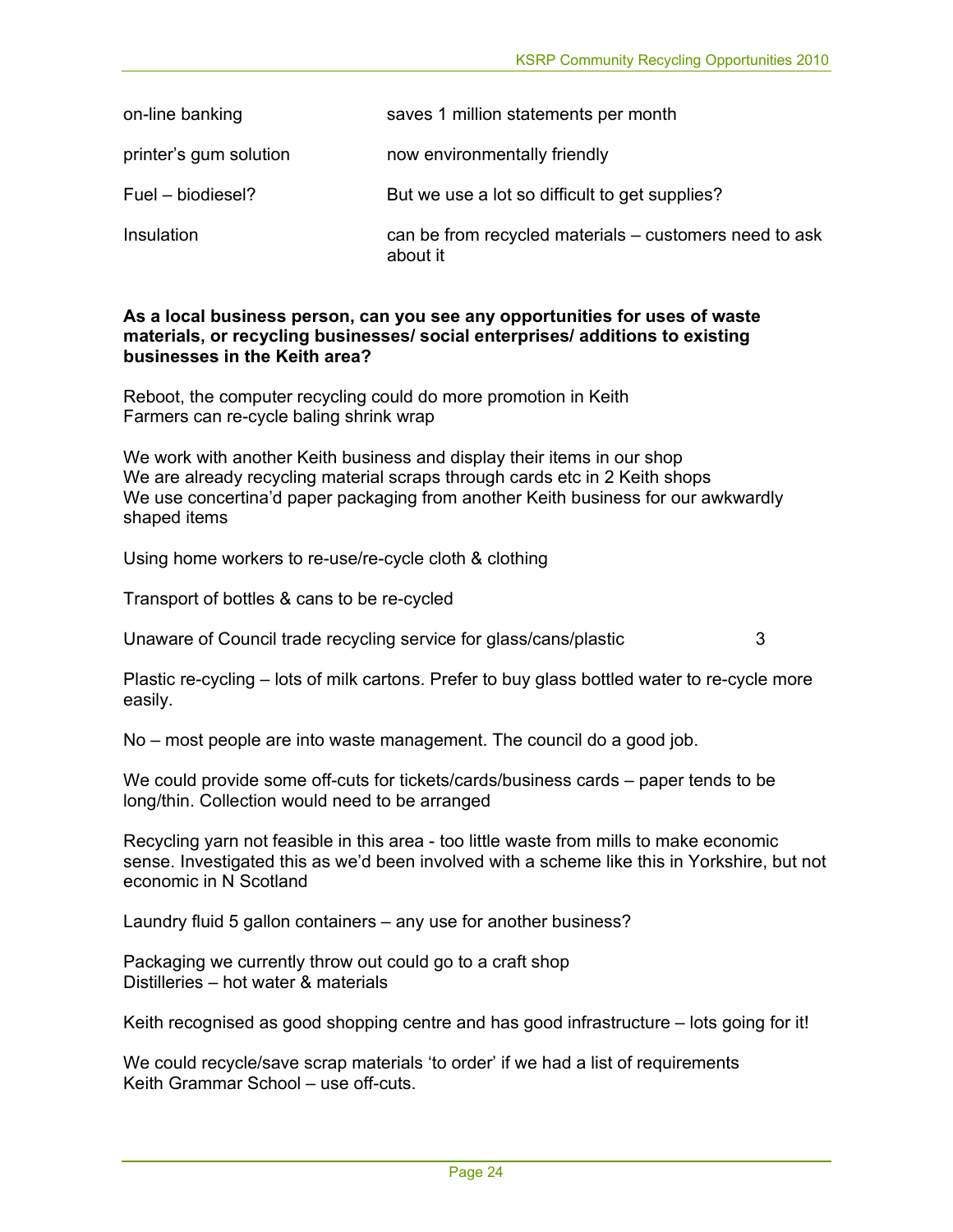| | |
|---|---|
| on-line banking | saves 1 million statements per month |
| printer's gum solution | now environmentally friendly |
| Fuel – biodiesel? | But we use a lot so difficult to get supplies? |
| Insulation | can be from recycled materials – customers need to ask about it |

**As a local business person, can you see any opportunities for uses of waste materials, or recycling businesses/ social enterprises/ additions to existing businesses in the Keith area?**

Reboot, the computer recycling could do more promotion in Keith
Farmers can re-cycle baling shrink wrap

We work with another Keith business and display their items in our shop
We are already recycling material scraps through cards etc in 2 Keith shops
We use concertina'd paper packaging from another Keith business for our awkwardly shaped items

Using home workers to re-use/re-cycle cloth & clothing

Transport of bottles & cans to be re-cycled

Unaware of Council trade recycling service for glass/cans/plastic 3

Plastic re-cycling – lots of milk cartons. Prefer to buy glass bottled water to re-cycle more easily.

No – most people are into waste management. The council do a good job.

We could provide some off-cuts for tickets/cards/business cards – paper tends to be long/thin. Collection would need to be arranged

Recycling yarn not feasible in this area - too little waste from mills to make economic sense. Investigated this as we'd been involved with a scheme like this in Yorkshire, but not economic in N Scotland

Laundry fluid 5 gallon containers – any use for another business?

Packaging we currently throw out could go to a craft shop
Distilleries – hot water & materials

Keith recognised as good shopping centre and has good infrastructure – lots going for it!

We could recycle/save scrap materials 'to order' if we had a list of requirements
Keith Grammar School – use off-cuts.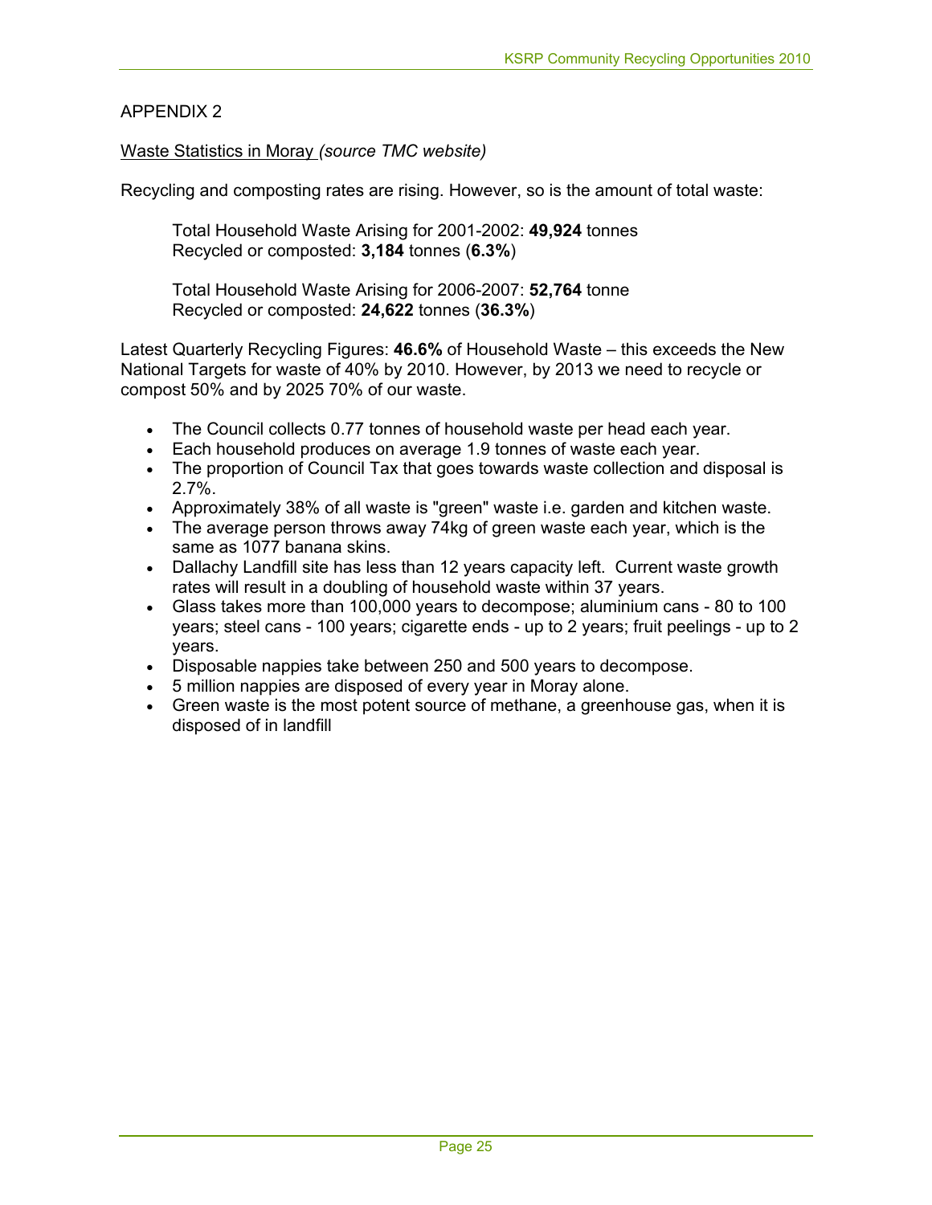APPENDIX 2

Waste Statistics in Moray *(source TMC website)*

Recycling and composting rates are rising. However, so is the amount of total waste:

> Total Household Waste Arising for 2001-2002: **49,924** tonnes
> Recycled or composted: **3,184** tonnes (**6.3%**)
>
> Total Household Waste Arising for 2006-2007: **52,764** tonne
> Recycled or composted: **24,622** tonnes (**36.3%**)

Latest Quarterly Recycling Figures: **46.6%** of Household Waste – this exceeds the New National Targets for waste of 40% by 2010. However, by 2013 we need to recycle or compost 50% and by 2025 70% of our waste.

- The Council collects 0.77 tonnes of household waste per head each year.
- Each household produces on average 1.9 tonnes of waste each year.
- The proportion of Council Tax that goes towards waste collection and disposal is 2.7%.
- Approximately 38% of all waste is "green" waste i.e. garden and kitchen waste.
- The average person throws away 74kg of green waste each year, which is the same as 1077 banana skins.
- Dallachy Landfill site has less than 12 years capacity left. Current waste growth rates will result in a doubling of household waste within 37 years.
- Glass takes more than 100,000 years to decompose; aluminium cans - 80 to 100 years; steel cans - 100 years; cigarette ends - up to 2 years; fruit peelings - up to 2 years.
- Disposable nappies take between 250 and 500 years to decompose.
- 5 million nappies are disposed of every year in Moray alone.
- Green waste is the most potent source of methane, a greenhouse gas, when it is disposed of in landfill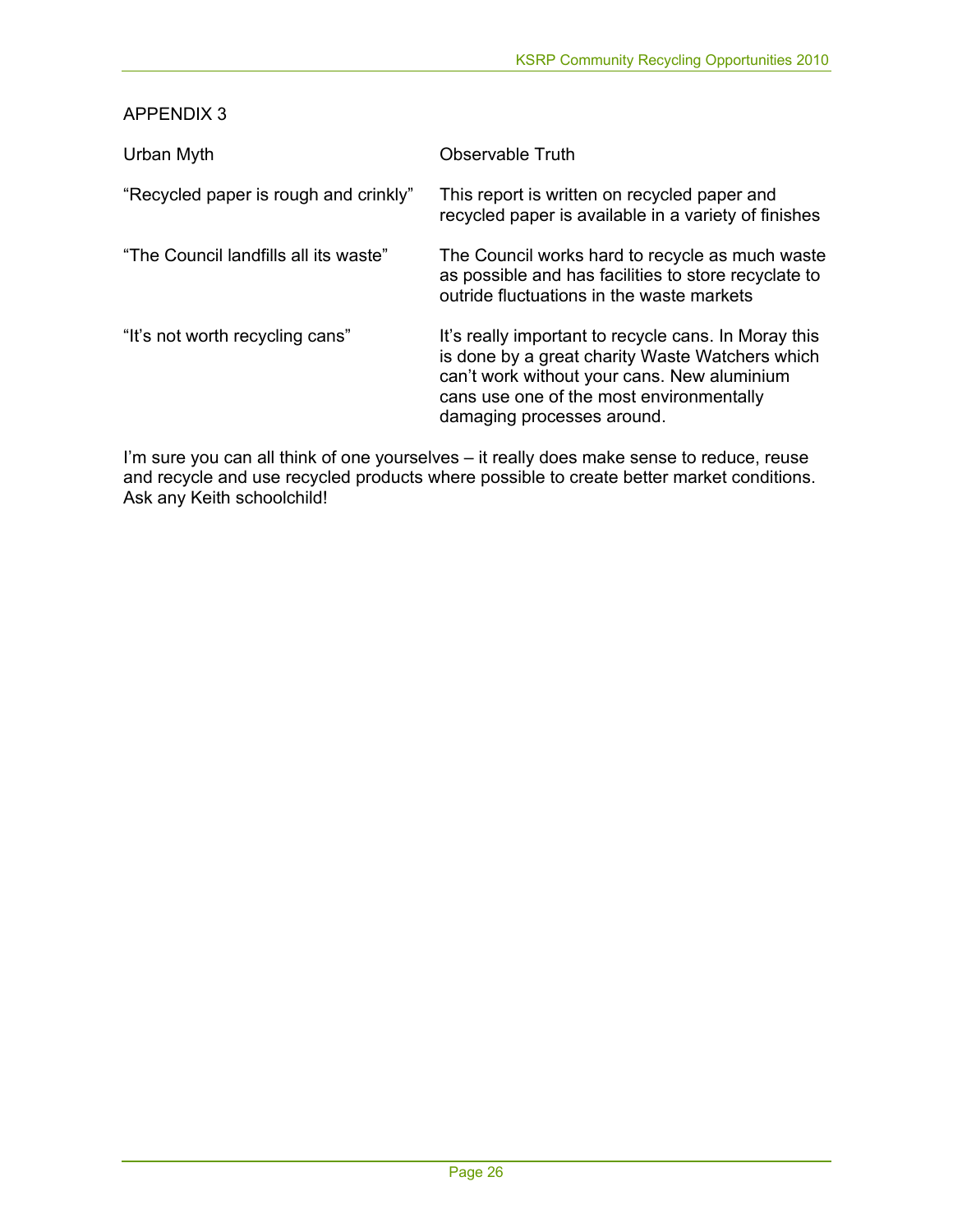APPENDIX 3

| Urban Myth | Observable Truth |
|---|---|
| "Recycled paper is rough and crinkly" | This report is written on recycled paper and recycled paper is available in a variety of finishes |
| "The Council landfills all its waste" | The Council works hard to recycle as much waste as possible and has facilities to store recyclate to outride fluctuations in the waste markets |
| "It's not worth recycling cans" | It's really important to recycle cans. In Moray this is done by a great charity Waste Watchers which can't work without your cans. New aluminium cans use one of the most environmentally damaging processes around. |

I'm sure you can all think of one yourselves – it really does make sense to reduce, reuse and recycle and use recycled products where possible to create better market conditions. Ask any Keith schoolchild!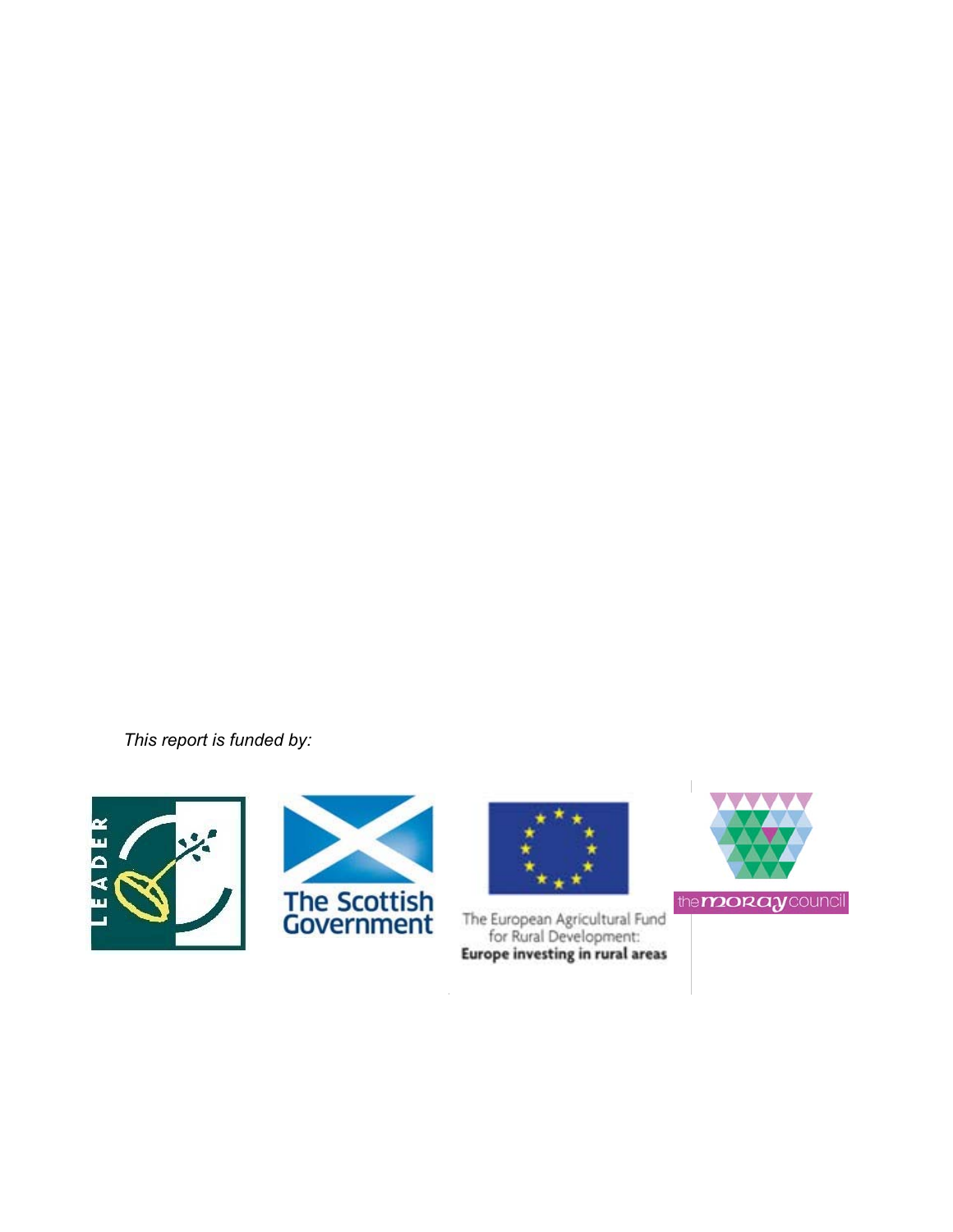*This report is funded by:*

LEADER

The Scottish Government

The European Agricultural Fund for Rural Development:
**Europe investing in rural areas**

the moray council